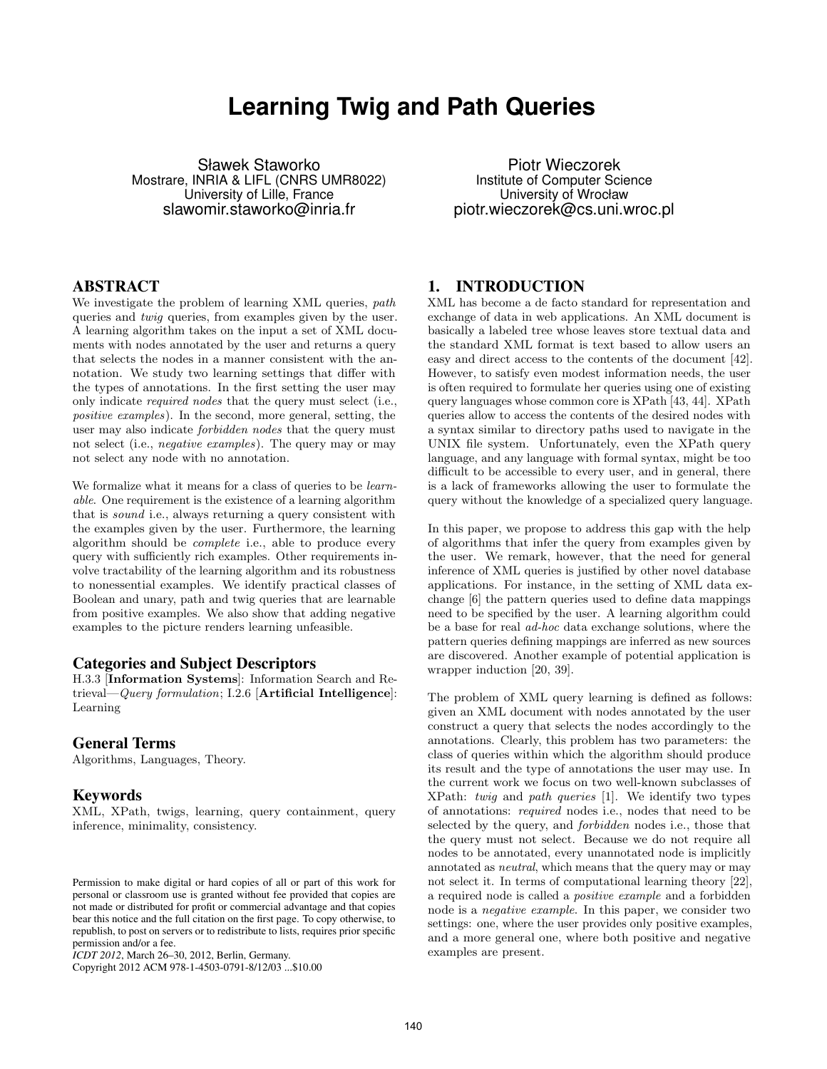# Learning Twig and Path Queries

Sławek Staworko
Mostrare, INRIA & LIFL (CNRS UMR8022)
University of Lille, France
slawomir.staworko@inria.fr

Piotr Wieczorek
Institute of Computer Science
University of Wrocław
piotr.wieczorek@cs.uni.wroc.pl

## ABSTRACT

We investigate the problem of learning XML queries, *path* queries and *twig* queries, from examples given by the user. A learning algorithm takes on the input a set of XML documents with nodes annotated by the user and returns a query that selects the nodes in a manner consistent with the annotation. We study two learning settings that differ with the types of annotations. In the first setting the user may only indicate *required nodes* that the query must select (i.e., *positive examples*). In the second, more general, setting, the user may also indicate *forbidden nodes* that the query must not select (i.e., *negative examples*). The query may or may not select any node with no annotation.

We formalize what it means for a class of queries to be *learnable*. One requirement is the existence of a learning algorithm that is *sound* i.e., always returning a query consistent with the examples given by the user. Furthermore, the learning algorithm should be *complete* i.e., able to produce every query with sufficiently rich examples. Other requirements involve tractability of the learning algorithm and its robustness to nonessential examples. We identify practical classes of Boolean and unary, path and twig queries that are learnable from positive examples. We also show that adding negative examples to the picture renders learning unfeasible.

### Categories and Subject Descriptors

H.3.3 [**Information Systems**]: Information Search and Retrieval—*Query formulation*; I.2.6 [**Artificial Intelligence**]: Learning

### General Terms

Algorithms, Languages, Theory.

### Keywords

XML, XPath, twigs, learning, query containment, query inference, minimality, consistency.

Permission to make digital or hard copies of all or part of this work for personal or classroom use is granted without fee provided that copies are not made or distributed for profit or commercial advantage and that copies bear this notice and the full citation on the first page. To copy otherwise, to republish, to post on servers or to redistribute to lists, requires prior specific permission and/or a fee.
*ICDT 2012*, March 26–30, 2012, Berlin, Germany.
Copyright 2012 ACM 978-1-4503-0791-8/12/03 ...$10.00

## 1. INTRODUCTION

XML has become a de facto standard for representation and exchange of data in web applications. An XML document is basically a labeled tree whose leaves store textual data and the standard XML format is text based to allow users an easy and direct access to the contents of the document [42]. However, to satisfy even modest information needs, the user is often required to formulate her queries using one of existing query languages whose common core is XPath [43, 44]. XPath queries allow to access the contents of the desired nodes with a syntax similar to directory paths used to navigate in the UNIX file system. Unfortunately, even the XPath query language, and any language with formal syntax, might be too difficult to be accessible to every user, and in general, there is a lack of frameworks allowing the user to formulate the query without the knowledge of a specialized query language.

In this paper, we propose to address this gap with the help of algorithms that infer the query from examples given by the user. We remark, however, that the need for general inference of XML queries is justified by other novel database applications. For instance, in the setting of XML data exchange [6] the pattern queries used to define data mappings need to be specified by the user. A learning algorithm could be a base for real *ad-hoc* data exchange solutions, where the pattern queries defining mappings are inferred as new sources are discovered. Another example of potential application is wrapper induction [20, 39].

The problem of XML query learning is defined as follows: given an XML document with nodes annotated by the user construct a query that selects the nodes accordingly to the annotations. Clearly, this problem has two parameters: the class of queries within which the algorithm should produce its result and the type of annotations the user may use. In the current work we focus on two well-known subclasses of XPath: *twig* and *path queries* [1]. We identify two types of annotations: *required* nodes i.e., nodes that need to be selected by the query, and *forbidden* nodes i.e., those that the query must not select. Because we do not require all nodes to be annotated, every unannotated node is implicitly annotated as *neutral*, which means that the query may or may not select it. In terms of computational learning theory [22], a required node is called a *positive example* and a forbidden node is a *negative example*. In this paper, we consider two settings: one, where the user provides only positive examples, and a more general one, where both positive and negative examples are present.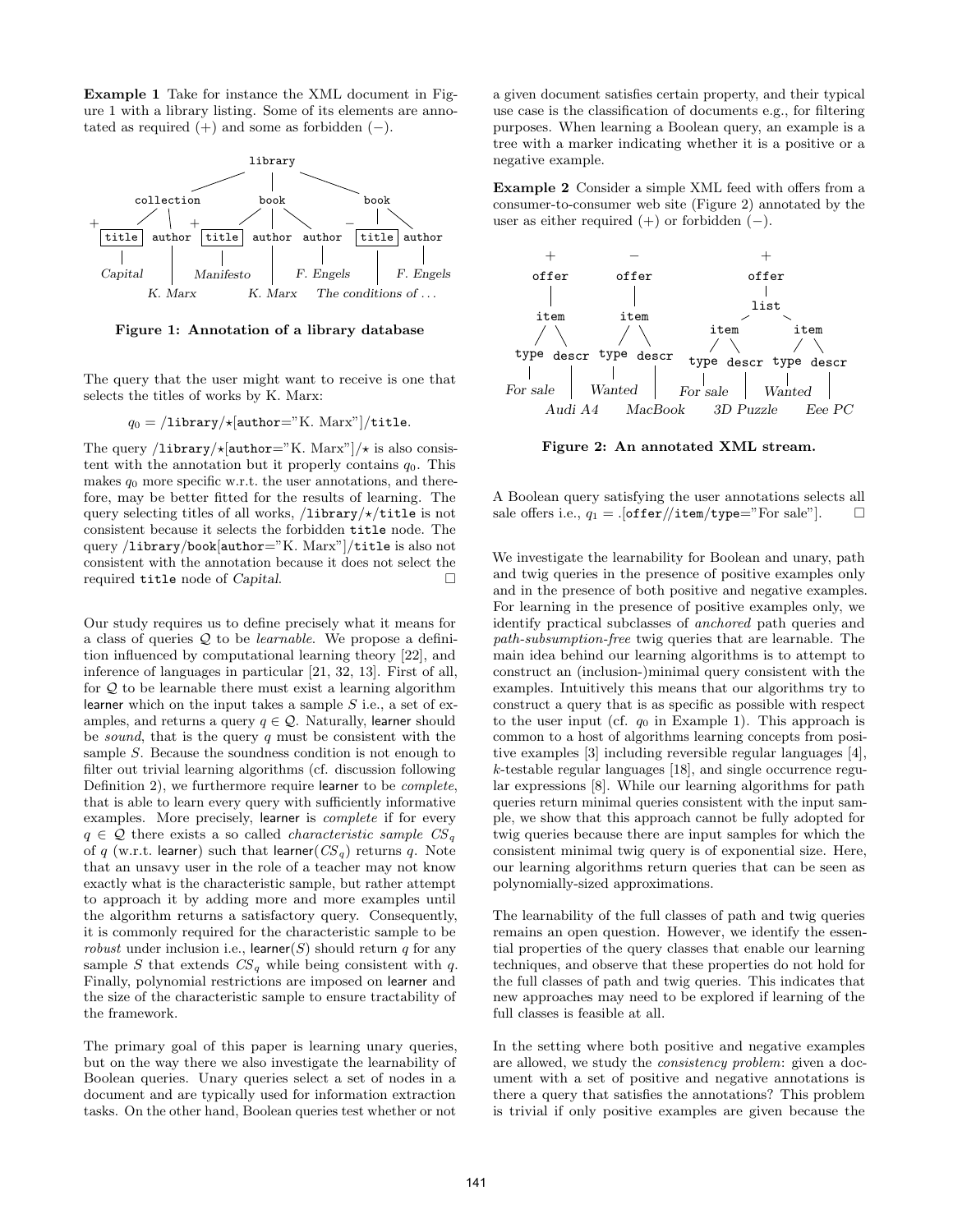**Example 1** Take for instance the XML document in Figure 1 with a library listing. Some of its elements are annotated as required (+) and some as forbidden (−).

**Figure 1: Annotation of a library database**

The query that the user might want to receive is one that selects the titles of works by K. Marx:

$$q_0 = /\texttt{library}/\star[\texttt{author}=\text{"K. Marx"}]/\texttt{title}.$$

The query /library/⋆[author="K. Marx"]/⋆ is also consistent with the annotation but it properly contains $q_0$. This makes $q_0$ more specific w.r.t. the user annotations, and therefore, may be better fitted for the results of learning. The query selecting titles of all works, /library/⋆/title is not consistent because it selects the forbidden title node. The query /library/book[author="K. Marx"]/title is also not consistent with the annotation because it does not select the required title node of *Capital*. □

Our study requires us to define precisely what it means for a class of queries $\mathcal{Q}$ to be *learnable*. We propose a definition influenced by computational learning theory [22], and inference of languages in particular [21, 32, 13]. First of all, for $\mathcal{Q}$ to be learnable there must exist a learning algorithm learner which on the input takes a sample $S$ i.e., a set of examples, and returns a query $q \in \mathcal{Q}$. Naturally, learner should be *sound*, that is the query $q$ must be consistent with the sample $S$. Because the soundness condition is not enough to filter out trivial learning algorithms (cf. discussion following Definition 2), we furthermore require learner to be *complete*, that is able to learn every query with sufficiently informative examples. More precisely, learner is *complete* if for every $q \in \mathcal{Q}$ there exists a so called *characteristic sample* $CS_q$ of $q$ (w.r.t. learner) such that learner($CS_q$) returns $q$. Note that an unsavy user in the role of a teacher may not know exactly what is the characteristic sample, but rather attempt to approach it by adding more and more examples until the algorithm returns a satisfactory query. Consequently, it is commonly required for the characteristic sample to be *robust* under inclusion i.e., learner($S$) should return $q$ for any sample $S$ that extends $CS_q$ while being consistent with $q$. Finally, polynomial restrictions are imposed on learner and the size of the characteristic sample to ensure tractability of the framework.

The primary goal of this paper is learning unary queries, but on the way there we also investigate the learnability of Boolean queries. Unary queries select a set of nodes in a document and are typically used for information extraction tasks. On the other hand, Boolean queries test whether or not a given document satisfies certain property, and their typical use case is the classification of documents e.g., for filtering purposes. When learning a Boolean query, an example is a tree with a marker indicating whether it is a positive or a negative example.

**Example 2** Consider a simple XML feed with offers from a consumer-to-consumer web site (Figure 2) annotated by the user as either required (+) or forbidden (−).

**Figure 2: An annotated XML stream.**

A Boolean query satisfying the user annotations selects all sale offers i.e., $q_1$ = .[offer//item/type="For sale"]. □

We investigate the learnability for Boolean and unary, path and twig queries in the presence of positive examples only and in the presence of both positive and negative examples. For learning in the presence of positive examples only, we identify practical subclasses of *anchored* path queries and *path-subsumption-free* twig queries that are learnable. The main idea behind our learning algorithms is to attempt to construct an (inclusion-)minimal query consistent with the examples. Intuitively this means that our algorithms try to construct a query that is as specific as possible with respect to the user input (cf. $q_0$ in Example 1). This approach is common to a host of algorithms learning concepts from positive examples [3] including reversible regular languages [4], $k$-testable regular languages [18], and single occurrence regular expressions [8]. While our learning algorithms for path queries return minimal queries consistent with the input sample, we show that this approach cannot be fully adopted for twig queries because there are input samples for which the consistent minimal twig query is of exponential size. Here, our learning algorithms return queries that can be seen as polynomially-sized approximations.

The learnability of the full classes of path and twig queries remains an open question. However, we identify the essential properties of the query classes that enable our learning techniques, and observe that these properties do not hold for the full classes of path and twig queries. This indicates that new approaches may need to be explored if learning of the full classes is feasible at all.

In the setting where both positive and negative examples are allowed, we study the *consistency problem*: given a document with a set of positive and negative annotations is there a query that satisfies the annotations? This problem is trivial if only positive examples are given because the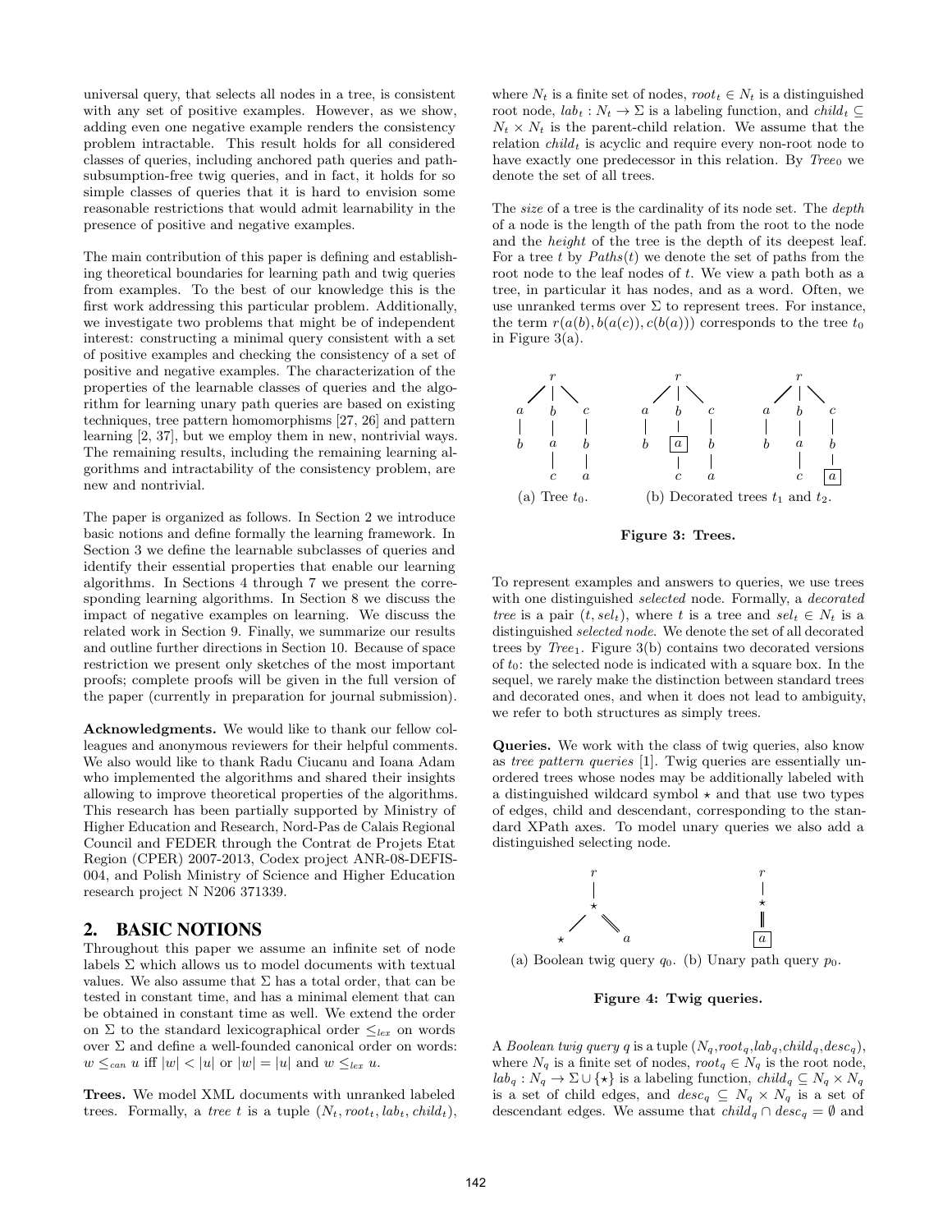universal query, that selects all nodes in a tree, is consistent with any set of positive examples. However, as we show, adding even one negative example renders the consistency problem intractable. This result holds for all considered classes of queries, including anchored path queries and path-subsumption-free twig queries, and in fact, it holds for so simple classes of queries that it is hard to envision some reasonable restrictions that would admit learnability in the presence of positive and negative examples.

The main contribution of this paper is defining and establishing theoretical boundaries for learning path and twig queries from examples. To the best of our knowledge this is the first work addressing this particular problem. Additionally, we investigate two problems that might be of independent interest: constructing a minimal query consistent with a set of positive examples and checking the consistency of a set of positive and negative examples. The characterization of the properties of the learnable classes of queries and the algorithm for learning unary path queries are based on existing techniques, tree pattern homomorphisms [27, 26] and pattern learning [2, 37], but we employ them in new, nontrivial ways. The remaining results, including the remaining learning algorithms and intractability of the consistency problem, are new and nontrivial.

The paper is organized as follows. In Section 2 we introduce basic notions and define formally the learning framework. In Section 3 we define the learnable subclasses of queries and identify their essential properties that enable our learning algorithms. In Sections 4 through 7 we present the corresponding learning algorithms. In Section 8 we discuss the impact of negative examples on learning. We discuss the related work in Section 9. Finally, we summarize our results and outline further directions in Section 10. Because of space restriction we present only sketches of the most important proofs; complete proofs will be given in the full version of the paper (currently in preparation for journal submission).

**Acknowledgments.** We would like to thank our fellow colleagues and anonymous reviewers for their helpful comments. We also would like to thank Radu Ciucanu and Ioana Adam who implemented the algorithms and shared their insights allowing to improve theoretical properties of the algorithms. This research has been partially supported by Ministry of Higher Education and Research, Nord-Pas de Calais Regional Council and FEDER through the Contrat de Projets Etat Region (CPER) 2007-2013, Codex project ANR-08-DEFIS-004, and Polish Ministry of Science and Higher Education research project N N206 371339.

## 2. BASIC NOTIONS

Throughout this paper we assume an infinite set of node labels $\Sigma$ which allows us to model documents with textual values. We also assume that $\Sigma$ has a total order, that can be tested in constant time, and has a minimal element that can be obtained in constant time as well. We extend the order on $\Sigma$ to the standard lexicographical order $\leq_{lex}$ on words over $\Sigma$ and define a well-founded canonical order on words: $w \leq_{can} u$ iff $|w| < |u|$ or $|w| = |u|$ and $w \leq_{lex} u$.

**Trees.** We model XML documents with unranked labeled trees. Formally, a *tree* $t$ is a tuple $(N_t, root_t, lab_t, child_t)$, where $N_t$ is a finite set of nodes, $root_t \in N_t$ is a distinguished root node, $lab_t : N_t \to \Sigma$ is a labeling function, and $child_t \subseteq N_t \times N_t$ is the parent-child relation. We assume that the relation $child_t$ is acyclic and require every non-root node to have exactly one predecessor in this relation. By $Tree_0$ we denote the set of all trees.

The *size* of a tree is the cardinality of its node set. The *depth* of a node is the length of the path from the root to the node and the *height* of the tree is the depth of its deepest leaf. For a tree $t$ by $Paths(t)$ we denote the set of paths from the root node to the leaf nodes of $t$. We view a path both as a tree, in particular it has nodes, and as a word. Often, we use unranked terms over $\Sigma$ to represent trees. For instance, the term $r(a(b), b(a(c)), c(b(a)))$ corresponds to the tree $t_0$ in Figure 3(a).

(a) Tree $t_0$. (b) Decorated trees $t_1$ and $t_2$.

**Figure 3: Trees.**

To represent examples and answers to queries, we use trees with one distinguished *selected* node. Formally, a *decorated tree* is a pair $(t, sel_t)$, where $t$ is a tree and $sel_t \in N_t$ is a distinguished *selected node*. We denote the set of all decorated trees by $Tree_1$. Figure 3(b) contains two decorated versions of $t_0$: the selected node is indicated with a square box. In the sequel, we rarely make the distinction between standard trees and decorated ones, and when it does not lead to ambiguity, we refer to both structures as simply trees.

**Queries.** We work with the class of twig queries, also know as *tree pattern queries* [1]. Twig queries are essentially unordered trees whose nodes may be additionally labeled with a distinguished wildcard symbol $\star$ and that use two types of edges, child and descendant, corresponding to the standard XPath axes. To model unary queries we also add a distinguished selecting node.

(a) Boolean twig query $q_0$. (b) Unary path query $p_0$.

**Figure 4: Twig queries.**

A *Boolean twig query* $q$ is a tuple $(N_q, root_q, lab_q, child_q, desc_q)$, where $N_q$ is a finite set of nodes, $root_q \in N_q$ is the root node, $lab_q : N_q \to \Sigma \cup \{\star\}$ is a labeling function, $child_q \subseteq N_q \times N_q$ is a set of child edges, and $desc_q \subseteq N_q \times N_q$ is a set of descendant edges. We assume that $child_q \cap desc_q = \emptyset$ and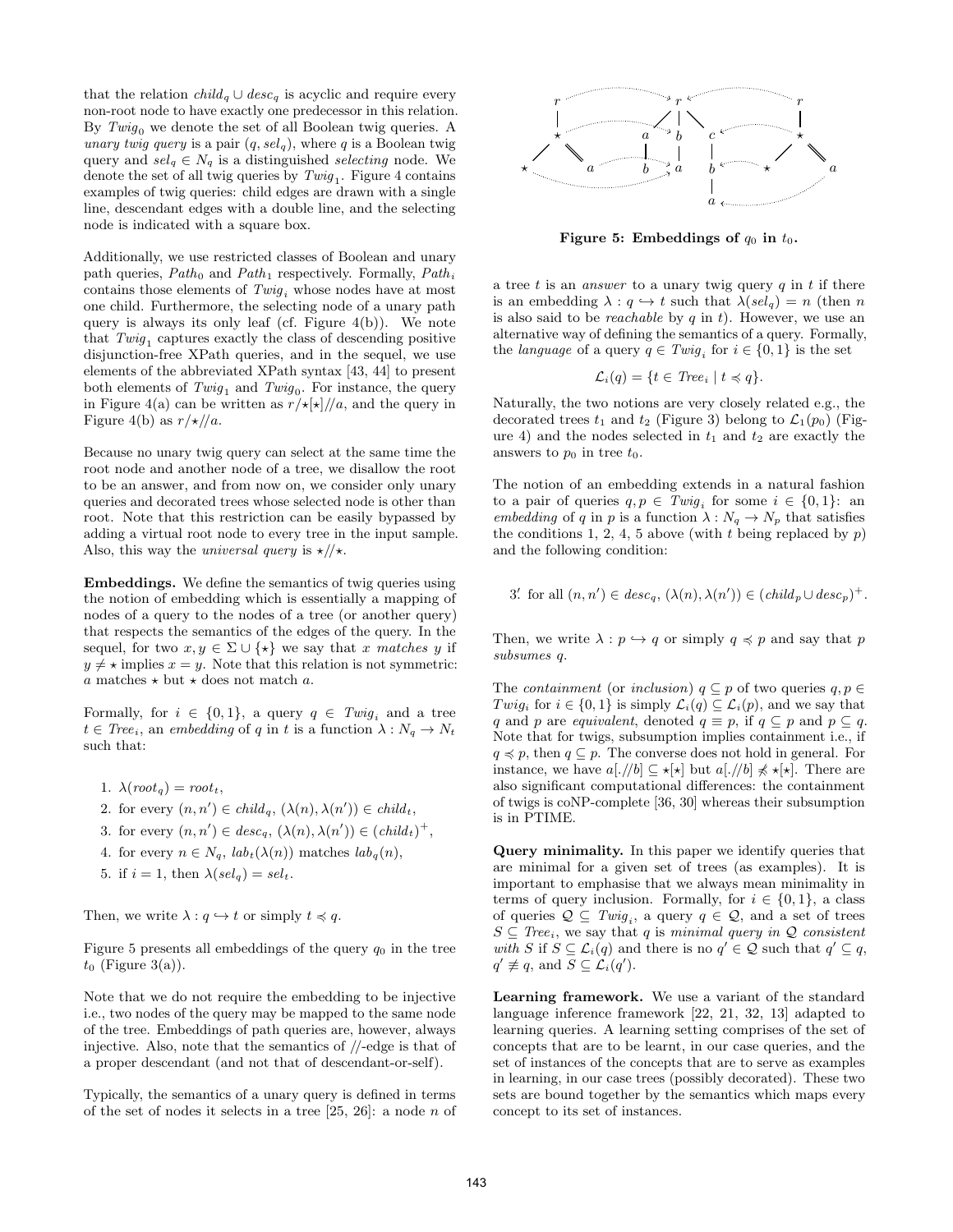that the relation $child_q \cup desc_q$ is acyclic and require every non-root node to have exactly one predecessor in this relation. By $Twig_0$ we denote the set of all Boolean twig queries. A *unary twig query* is a pair $(q, sel_q)$, where $q$ is a Boolean twig query and $sel_q \in N_q$ is a distinguished *selecting* node. We denote the set of all twig queries by $Twig_1$. Figure 4 contains examples of twig queries: child edges are drawn with a single line, descendant edges with a double line, and the selecting node is indicated with a square box.

Additionally, we use restricted classes of Boolean and unary path queries, $Path_0$ and $Path_1$ respectively. Formally, $Path_i$ contains those elements of $Twig_i$ whose nodes have at most one child. Furthermore, the selecting node of a unary path query is always its only leaf (cf. Figure 4(b)). We note that $Twig_1$ captures exactly the class of descending positive disjunction-free XPath queries, and in the sequel, we use elements of the abbreviated XPath syntax [43, 44] to present both elements of $Twig_1$ and $Twig_0$. For instance, the query in Figure 4(a) can be written as $r/\star[\star]//a$, and the query in Figure 4(b) as $r/\star//a$.

Because no unary twig query can select at the same time the root node and another node of a tree, we disallow the root to be an answer, and from now on, we consider only unary queries and decorated trees whose selected node is other than root. Note that this restriction can be easily bypassed by adding a virtual root node to every tree in the input sample. Also, this way the *universal query* is $\star//\star$.

**Embeddings.** We define the semantics of twig queries using the notion of embedding which is essentially a mapping of nodes of a query to the nodes of a tree (or another query) that respects the semantics of the edges of the query. In the sequel, for two $x, y \in \Sigma \cup \{\star\}$ we say that $x$ *matches* $y$ if $y \neq \star$ implies $x = y$. Note that this relation is not symmetric: $a$ matches $\star$ but $\star$ does not match $a$.

Formally, for $i \in \{0, 1\}$, a query $q \in Twig_i$ and a tree $t \in Tree_i$, an *embedding* of $q$ in $t$ is a function $\lambda : N_q \to N_t$ such that:

1. $\lambda(root_q) = root_t$,
2. for every $(n, n') \in child_q$, $(\lambda(n), \lambda(n')) \in child_t$,
3. for every $(n, n') \in desc_q$, $(\lambda(n), \lambda(n')) \in (child_t)^+$,
4. for every $n \in N_q$, $lab_t(\lambda(n))$ matches $lab_q(n)$,
5. if $i = 1$, then $\lambda(sel_q) = sel_t$.

Then, we write $\lambda : q \hookrightarrow t$ or simply $t \preccurlyeq q$.

Figure 5 presents all embeddings of the query $q_0$ in the tree $t_0$ (Figure 3(a)).

Note that we do not require the embedding to be injective i.e., two nodes of the query may be mapped to the same node of the tree. Embeddings of path queries are, however, always injective. Also, note that the semantics of //-edge is that of a proper descendant (and not that of descendant-or-self).

Typically, the semantics of a unary query is defined in terms of the set of nodes it selects in a tree [25, 26]: a node $n$ of a tree $t$ is an *answer* to a unary twig query $q$ in $t$ if there is an embedding $\lambda : q \hookrightarrow t$ such that $\lambda(sel_q) = n$ (then $n$ is also said to be *reachable* by $q$ in $t$). However, we use an alternative way of defining the semantics of a query. Formally, the *language* of a query $q \in Twig_i$ for $i \in \{0, 1\}$ is the set

**Figure 5: Embeddings of $q_0$ in $t_0$.**

$$\mathcal{L}_i(q) = \{t \in Tree_i \mid t \preccurlyeq q\}.$$

Naturally, the two notions are very closely related e.g., the decorated trees $t_1$ and $t_2$ (Figure 3) belong to $\mathcal{L}_1(p_0)$ (Figure 4) and the nodes selected in $t_1$ and $t_2$ are exactly the answers to $p_0$ in tree $t_0$.

The notion of an embedding extends in a natural fashion to a pair of queries $q, p \in Twig_i$ for some $i \in \{0, 1\}$: an *embedding* of $q$ in $p$ is a function $\lambda : N_q \to N_p$ that satisfies the conditions 1, 2, 4, 5 above (with $t$ being replaced by $p$) and the following condition:

3.′ for all $(n, n') \in desc_q$, $(\lambda(n), \lambda(n')) \in (child_p \cup desc_p)^+$.

Then, we write $\lambda : p \hookrightarrow q$ or simply $q \preccurlyeq p$ and say that $p$ *subsumes* $q$.

The *containment* (or *inclusion*) $q \subseteq p$ of two queries $q, p \in Twig_i$ for $i \in \{0, 1\}$ is simply $\mathcal{L}_i(q) \subseteq \mathcal{L}_i(p)$, and we say that $q$ and $p$ are *equivalent*, denoted $q \equiv p$, if $q \subseteq p$ and $p \subseteq q$. Note that for twigs, subsumption implies containment i.e., if $q \preccurlyeq p$, then $q \subseteq p$. The converse does not hold in general. For instance, we have $a[.//b] \subseteq \star[\star]$ but $a[.//b] \not\preccurlyeq \star[\star]$. There are also significant computational differences: the containment of twigs is coNP-complete [36, 30] whereas their subsumption is in PTIME.

**Query minimality.** In this paper we identify queries that are minimal for a given set of trees (as examples). It is important to emphasise that we always mean minimality in terms of query inclusion. Formally, for $i \in \{0, 1\}$, a class of queries $\mathcal{Q} \subseteq Twig_i$, a query $q \in \mathcal{Q}$, and a set of trees $S \subseteq Tree_i$, we say that $q$ is *minimal query in $\mathcal{Q}$ consistent with $S$* if $S \subseteq \mathcal{L}_i(q)$ and there is no $q' \in \mathcal{Q}$ such that $q' \subseteq q$, $q' \not\equiv q$, and $S \subseteq \mathcal{L}_i(q')$.

**Learning framework.** We use a variant of the standard language inference framework [22, 21, 32, 13] adapted to learning queries. A learning setting comprises of the set of concepts that are to be learnt, in our case queries, and the set of instances of the concepts that are to serve as examples in learning, in our case trees (possibly decorated). These two sets are bound together by the semantics which maps every concept to its set of instances.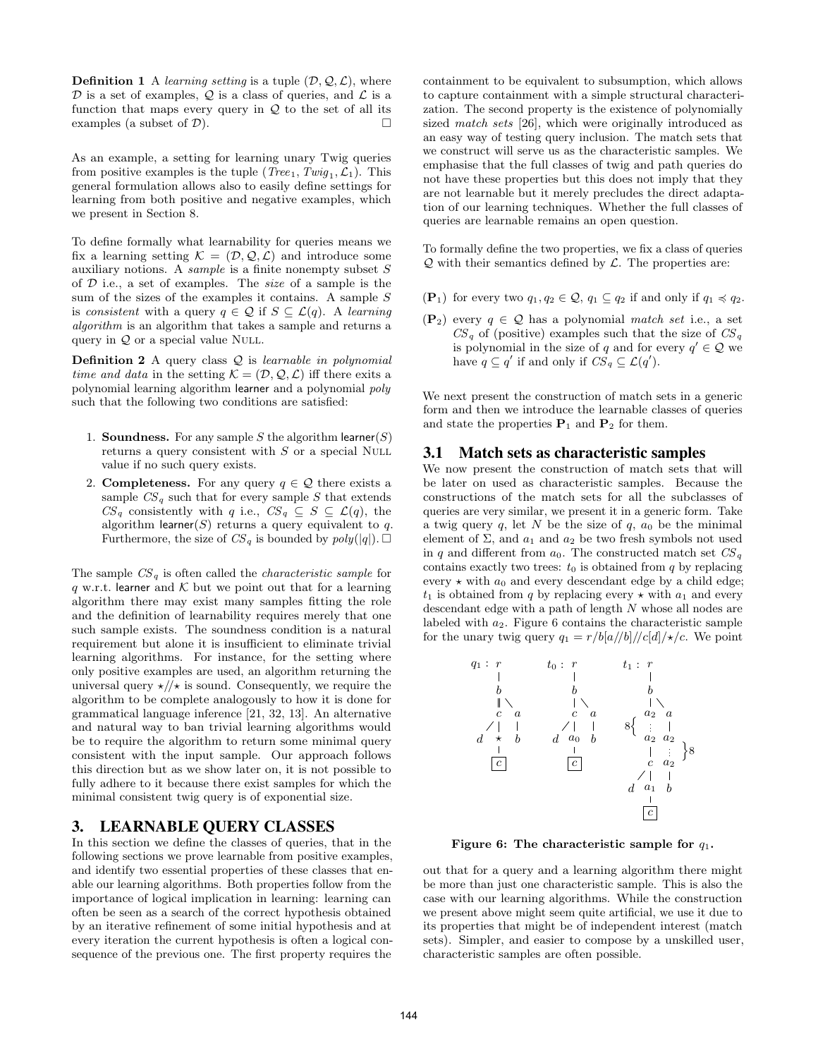**Definition 1** A *learning setting* is a tuple $(\mathcal{D}, \mathcal{Q}, \mathcal{L})$, where $\mathcal{D}$ is a set of examples, $\mathcal{Q}$ is a class of queries, and $\mathcal{L}$ is a function that maps every query in $\mathcal{Q}$ to the set of all its examples (a subset of $\mathcal{D}$). □

As an example, a setting for learning unary Twig queries from positive examples is the tuple $(\mathit{Tree}_1, \mathit{Twig}_1, \mathcal{L}_1)$. This general formulation allows also to easily define settings for learning from both positive and negative examples, which we present in Section 8.

To define formally what learnability for queries means we fix a learning setting $\mathcal{K} = (\mathcal{D}, \mathcal{Q}, \mathcal{L})$ and introduce some auxiliary notions. A *sample* is a finite nonempty subset $S$ of $\mathcal{D}$ i.e., a set of examples. The *size* of a sample is the sum of the sizes of the examples it contains. A sample $S$ is *consistent* with a query $q \in \mathcal{Q}$ if $S \subseteq \mathcal{L}(q)$. A *learning algorithm* is an algorithm that takes a sample and returns a query in $\mathcal{Q}$ or a special value NULL.

**Definition 2** A query class $\mathcal{Q}$ is *learnable in polynomial time and data* in the setting $\mathcal{K} = (\mathcal{D}, \mathcal{Q}, \mathcal{L})$ iff there exits a polynomial learning algorithm learner and a polynomial *poly* such that the following two conditions are satisfied:

1. **Soundness.** For any sample $S$ the algorithm learner$(S)$ returns a query consistent with $S$ or a special NULL value if no such query exists.
2. **Completeness.** For any query $q \in \mathcal{Q}$ there exists a sample $CS_q$ such that for every sample $S$ that extends $CS_q$ consistently with $q$ i.e., $CS_q \subseteq S \subseteq \mathcal{L}(q)$, the algorithm learner$(S)$ returns a query equivalent to $q$. Furthermore, the size of $CS_q$ is bounded by $poly(|q|)$. □

The sample $CS_q$ is often called the *characteristic sample* for $q$ w.r.t. learner and $\mathcal{K}$ but we point out that for a learning algorithm there may exist many samples fitting the role and the definition of learnability requires merely that one such sample exists. The soundness condition is a natural requirement but alone it is insufficient to eliminate trivial learning algorithms. For instance, for the setting where only positive examples are used, an algorithm returning the universal query $\star//\star$ is sound. Consequently, we require the algorithm to be complete analogously to how it is done for grammatical language inference [21, 32, 13]. An alternative and natural way to ban trivial learning algorithms would be to require the algorithm to return some minimal query consistent with the input sample. Our approach follows this direction but as we show later on, it is not possible to fully adhere to it because there exist samples for which the minimal consistent twig query is of exponential size.

## 3. LEARNABLE QUERY CLASSES

In this section we define the classes of queries, that in the following sections we prove learnable from positive examples, and identify two essential properties of these classes that enable our learning algorithms. Both properties follow from the importance of logical implication in learning: learning can often be seen as a search of the correct hypothesis obtained by an iterative refinement of some initial hypothesis and at every iteration the current hypothesis is often a logical consequence of the previous one. The first property requires the containment to be equivalent to subsumption, which allows to capture containment with a simple structural characterization. The second property is the existence of polynomially sized *match sets* [26], which were originally introduced as an easy way of testing query inclusion. The match sets that we construct will serve us as the characteristic samples. We emphasise that the full classes of twig and path queries do not have these properties but this does not imply that they are not learnable but it merely precludes the direct adaptation of our learning techniques. Whether the full classes of queries are learnable remains an open question.

To formally define the two properties, we fix a class of queries $\mathcal{Q}$ with their semantics defined by $\mathcal{L}$. The properties are:

($\mathbf{P}_1$) for every two $q_1, q_2 \in \mathcal{Q}$, $q_1 \subseteq q_2$ if and only if $q_1 \preccurlyeq q_2$.

($\mathbf{P}_2$) every $q \in \mathcal{Q}$ has a polynomial *match set* i.e., a set $CS_q$ of (positive) examples such that the size of $CS_q$ is polynomial in the size of $q$ and for every $q' \in \mathcal{Q}$ we have $q \subseteq q'$ if and only if $CS_q \subseteq \mathcal{L}(q')$.

We next present the construction of match sets in a generic form and then we introduce the learnable classes of queries and state the properties $\mathbf{P}_1$ and $\mathbf{P}_2$ for them.

### 3.1 Match sets as characteristic samples

We now present the construction of match sets that will be later on used as characteristic samples. Because the constructions of the match sets for all the subclasses of queries are very similar, we present it in a generic form. Take a twig query $q$, let $N$ be the size of $q$, $a_0$ be the minimal element of $\Sigma$, and $a_1$ and $a_2$ be two fresh symbols not used in $q$ and different from $a_0$. The constructed match set $CS_q$ contains exactly two trees: $t_0$ is obtained from $q$ by replacing every $\star$ with $a_0$ and every descendant edge by a child edge; $t_1$ is obtained from $q$ by replacing every $\star$ with $a_1$ and every descendant edge with a path of length $N$ whose all nodes are labeled with $a_2$. Figure 6 contains the characteristic sample for the unary twig query $q_1 = r/b[a//b]//c[d]/\star/c$. We point out that for a query and a learning algorithm there might be more than just one characteristic sample. This is also the case with our learning algorithms. While the construction we present above might seem quite artificial, we use it due to its properties that might be of independent interest (match sets). Simpler, and easier to compose by a unskilled user, characteristic samples are often possible.

$q_1$ : r
b
c a
d ⋆ b
c

$t_0$ : r
b
c a
d $a_0$ b
c

$t_1$ : r
b
$a_2$ a
8{ ⋮
$a_2$ $a_2$
⋮ }8
c $a_2$
d $a_1$ b
c

**Figure 6: The characteristic sample for $q_1$.**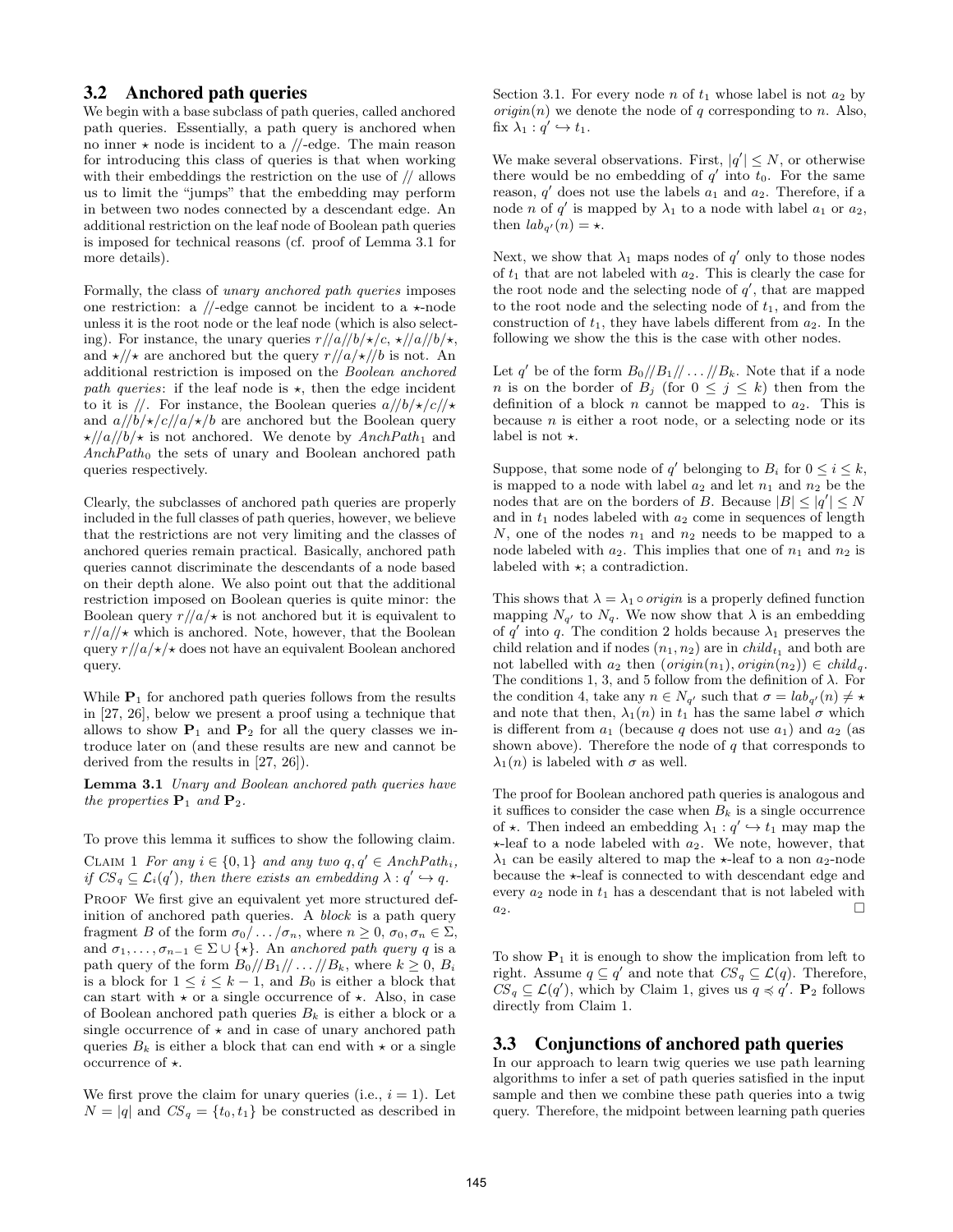### 3.2 Anchored path queries

We begin with a base subclass of path queries, called anchored path queries. Essentially, a path query is anchored when no inner $\star$ node is incident to a $//$-edge. The main reason for introducing this class of queries is that when working with their embeddings the restriction on the use of $//$ allows us to limit the "jumps" that the embedding may perform in between two nodes connected by a descendant edge. An additional restriction on the leaf node of Boolean path queries is imposed for technical reasons (cf. proof of Lemma 3.1 for more details).

Formally, the class of *unary anchored path queries* imposes one restriction: a $//$-edge cannot be incident to a $\star$-node unless it is the root node or the leaf node (which is also selecting). For instance, the unary queries $r//a//b/\star/c$, $\star//a//b/\star$, and $\star//\star$ are anchored but the query $r//a/\star//b$ is not. An additional restriction is imposed on the *Boolean anchored path queries*: if the leaf node is $\star$, then the edge incident to it is $//$. For instance, the Boolean queries $a//b/\star/c//\star$ and $a//b/\star/c//a/\star/b$ are anchored but the Boolean query $\star//a//b/\star$ is not anchored. We denote by $AnchPath_1$ and $AnchPath_0$ the sets of unary and Boolean anchored path queries respectively.

Clearly, the subclasses of anchored path queries are properly included in the full classes of path queries, however, we believe that the restrictions are not very limiting and the classes of anchored queries remain practical. Basically, anchored path queries cannot discriminate the descendants of a node based on their depth alone. We also point out that the additional restriction imposed on Boolean queries is quite minor: the Boolean query $r//a/\star$ is not anchored but it is equivalent to $r//a//\star$ which is anchored. Note, however, that the Boolean query $r//a/\star/\star$ does not have an equivalent Boolean anchored query.

While $\mathbf{P}_1$ for anchored path queries follows from the results in [27, 26], below we present a proof using a technique that allows to show $\mathbf{P}_1$ and $\mathbf{P}_2$ for all the query classes we introduce later on (and these results are new and cannot be derived from the results in [27, 26]).

**Lemma 3.1** *Unary and Boolean anchored path queries have the properties $\mathbf{P}_1$ and $\mathbf{P}_2$.*

To prove this lemma it suffices to show the following claim.

Claim 1 *For any $i \in \{0, 1\}$ and any two $q, q' \in AnchPath_i$, if $CS_q \subseteq \mathcal{L}_i(q')$, then there exists an embedding $\lambda : q' \hookrightarrow q$.*

Proof We first give an equivalent yet more structured definition of anchored path queries. A *block* is a path query fragment $B$ of the form $\sigma_0/\ldots/\sigma_n$, where $n \geq 0$, $\sigma_0, \sigma_n \in \Sigma$, and $\sigma_1, \ldots, \sigma_{n-1} \in \Sigma \cup \{\star\}$. An *anchored path query* $q$ is a path query of the form $B_0//B_1//\ldots//B_k$, where $k \geq 0$, $B_i$ is a block for $1 \leq i \leq k-1$, and $B_0$ is either a block that can start with $\star$ or a single occurrence of $\star$. Also, in case of Boolean anchored path queries $B_k$ is either a block or a single occurrence of $\star$ and in case of unary anchored path queries $B_k$ is either a block that can end with $\star$ or a single occurrence of $\star$.

We first prove the claim for unary queries (i.e., $i = 1$). Let $N = |q|$ and $CS_q = \{t_0, t_1\}$ be constructed as described in Section 3.1. For every node $n$ of $t_1$ whose label is not $a_2$ by $origin(n)$ we denote the node of $q$ corresponding to $n$. Also, fix $\lambda_1 : q' \hookrightarrow t_1$.

We make several observations. First, $|q'| \leq N$, or otherwise there would be no embedding of $q'$ into $t_0$. For the same reason, $q'$ does not use the labels $a_1$ and $a_2$. Therefore, if a node $n$ of $q'$ is mapped by $\lambda_1$ to a node with label $a_1$ or $a_2$, then $lab_{q'}(n) = \star$.

Next, we show that $\lambda_1$ maps nodes of $q'$ only to those nodes of $t_1$ that are not labeled with $a_2$. This is clearly the case for the root node and the selecting node of $q'$, that are mapped to the root node and the selecting node of $t_1$, and from the construction of $t_1$, they have labels different from $a_2$. In the following we show the this is the case with other nodes.

Let $q'$ be of the form $B_0//B_1//\ldots//B_k$. Note that if a node $n$ is on the border of $B_j$ (for $0 \leq j \leq k$) then from the definition of a block $n$ cannot be mapped to $a_2$. This is because $n$ is either a root node, or a selecting node or its label is not $\star$.

Suppose, that some node of $q'$ belonging to $B_i$ for $0 \leq i \leq k$, is mapped to a node with label $a_2$ and let $n_1$ and $n_2$ be the nodes that are on the borders of $B$. Because $|B| \leq |q'| \leq N$ and in $t_1$ nodes labeled with $a_2$ come in sequences of length $N$, one of the nodes $n_1$ and $n_2$ needs to be mapped to a node labeled with $a_2$. This implies that one of $n_1$ and $n_2$ is labeled with $\star$; a contradiction.

This shows that $\lambda = \lambda_1 \circ origin$ is a properly defined function mapping $N_{q'}$ to $N_q$. We now show that $\lambda$ is an embedding of $q'$ into $q$. The condition 2 holds because $\lambda_1$ preserves the child relation and if nodes $(n_1, n_2)$ are in $child_{t_1}$ and both are not labelled with $a_2$ then $(origin(n_1), origin(n_2)) \in child_q$. The conditions 1, 3, and 5 follow from the definition of $\lambda$. For the condition 4, take any $n \in N_{q'}$ such that $\sigma = lab_{q'}(n) \neq \star$ and note that then, $\lambda_1(n)$ in $t_1$ has the same label $\sigma$ which is different from $a_1$ (because $q$ does not use $a_1$) and $a_2$ (as shown above). Therefore the node of $q$ that corresponds to $\lambda_1(n)$ is labeled with $\sigma$ as well.

The proof for Boolean anchored path queries is analogous and it suffices to consider the case when $B_k$ is a single occurrence of $\star$. Then indeed an embedding $\lambda_1 : q' \hookrightarrow t_1$ may map the $\star$-leaf to a node labeled with $a_2$. We note, however, that $\lambda_1$ can be easily altered to map the $\star$-leaf to a non $a_2$-node because the $\star$-leaf is connected to with descendant edge and every $a_2$ node in $t_1$ has a descendant that is not labeled with $a_2$. □

To show $\mathbf{P}_1$ it is enough to show the implication from left to right. Assume $q \subseteq q'$ and note that $CS_q \subseteq \mathcal{L}(q)$. Therefore, $CS_q \subseteq \mathcal{L}(q')$, which by Claim 1, gives us $q \preccurlyeq q'$. $\mathbf{P}_2$ follows directly from Claim 1.

### 3.3 Conjunctions of anchored path queries

In our approach to learn twig queries we use path learning algorithms to infer a set of path queries satisfied in the input sample and then we combine these path queries into a twig query. Therefore, the midpoint between learning path queries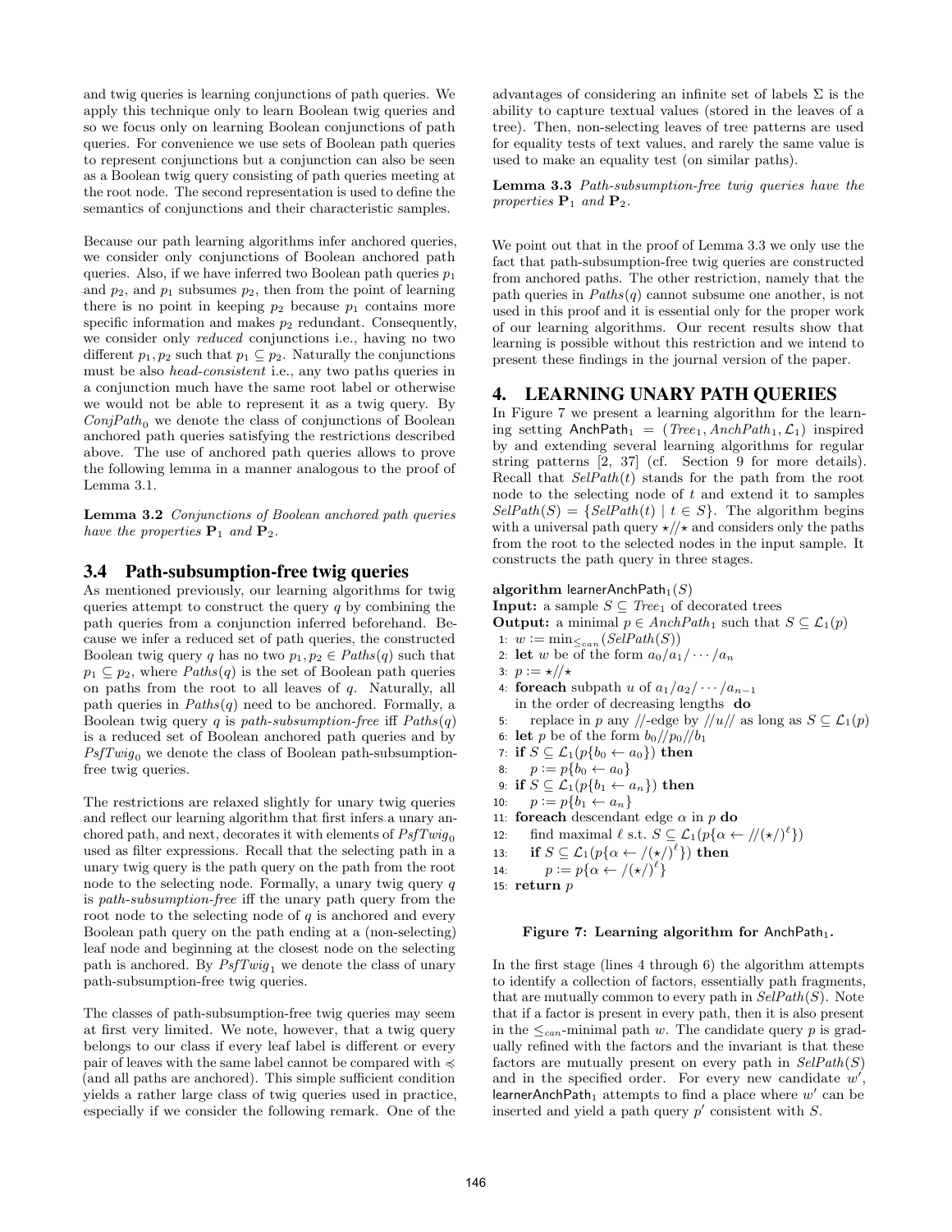and twig queries is learning conjunctions of path queries. We apply this technique only to learn Boolean twig queries and so we focus only on learning Boolean conjunctions of path queries. For convenience we use sets of Boolean path queries to represent conjunctions but a conjunction can also be seen as a Boolean twig query consisting of path queries meeting at the root node. The second representation is used to define the semantics of conjunctions and their characteristic samples.

Because our path learning algorithms infer anchored queries, we consider only conjunctions of Boolean anchored path queries. Also, if we have inferred two Boolean path queries $p_1$ and $p_2$, and $p_1$ subsumes $p_2$, then from the point of learning there is no point in keeping $p_2$ because $p_1$ contains more specific information and makes $p_2$ redundant. Consequently, we consider only *reduced* conjunctions i.e., having no two different $p_1, p_2$ such that $p_1 \subseteq p_2$. Naturally the conjunctions must be also *head-consistent* i.e., any two paths queries in a conjunction much have the same root label or otherwise we would not be able to represent it as a twig query. By $ConjPath_0$ we denote the class of conjunctions of Boolean anchored path queries satisfying the restrictions described above. The use of anchored path queries allows to prove the following lemma in a manner analogous to the proof of Lemma 3.1.

**Lemma 3.2** *Conjunctions of Boolean anchored path queries have the properties* $\mathbf{P}_1$ *and* $\mathbf{P}_2$.

### 3.4 Path-subsumption-free twig queries

As mentioned previously, our learning algorithms for twig queries attempt to construct the query $q$ by combining the path queries from a conjunction inferred beforehand. Because we infer a reduced set of path queries, the constructed Boolean twig query $q$ has no two $p_1, p_2 \in Paths(q)$ such that $p_1 \subseteq p_2$, where $Paths(q)$ is the set of Boolean path queries on paths from the root to all leaves of $q$. Naturally, all path queries in $Paths(q)$ need to be anchored. Formally, a Boolean twig query $q$ is *path-subsumption-free* iff $Paths(q)$ is a reduced set of Boolean anchored path queries and by $PsfTwig_0$ we denote the class of Boolean path-subsumption-free twig queries.

The restrictions are relaxed slightly for unary twig queries and reflect our learning algorithm that first infers a unary anchored path, and next, decorates it with elements of $PsfTwig_0$ used as filter expressions. Recall that the selecting path in a unary twig query is the path query on the path from the root node to the selecting node. Formally, a unary twig query $q$ is *path-subsumption-free* iff the unary path query from the root node to the selecting node of $q$ is anchored and every Boolean path query on the path ending at a (non-selecting) leaf node and beginning at the closest node on the selecting path is anchored. By $PsfTwig_1$ we denote the class of unary path-subsumption-free twig queries.

The classes of path-subsumption-free twig queries may seem at first very limited. We note, however, that a twig query belongs to our class if every leaf label is different or every pair of leaves with the same label cannot be compared with $\preccurlyeq$ (and all paths are anchored). This simple sufficient condition yields a rather large class of twig queries used in practice, especially if we consider the following remark. One of the advantages of considering an infinite set of labels $\Sigma$ is the ability to capture textual values (stored in the leaves of a tree). Then, non-selecting leaves of tree patterns are used for equality tests of text values, and rarely the same value is used to make an equality test (on similar paths).

**Lemma 3.3** *Path-subsumption-free twig queries have the properties* $\mathbf{P}_1$ *and* $\mathbf{P}_2$.

We point out that in the proof of Lemma 3.3 we only use the fact that path-subsumption-free twig queries are constructed from anchored paths. The other restriction, namely that the path queries in $Paths(q)$ cannot subsume one another, is not used in this proof and it is essential only for the proper work of our learning algorithms. Our recent results show that learning is possible without this restriction and we intend to present these findings in the journal version of the paper.

## 4. LEARNING UNARY PATH QUERIES

In Figure 7 we present a learning algorithm for the learning setting $\mathsf{AnchPath}_1 = (Tree_1, AnchPath_1, \mathcal{L}_1)$ inspired by and extending several learning algorithms for regular string patterns [2, 37] (cf. Section 9 for more details). Recall that $SelPath(t)$ stands for the path from the root node to the selecting node of $t$ and extend it to samples $SelPath(S) = \{SelPath(t) \mid t \in S\}$. The algorithm begins with a universal path query $\star/\!/\star$ and considers only the paths from the root to the selected nodes in the input sample. It constructs the path query in three stages.

**algorithm** $\mathsf{learnerAnchPath}_1(S)$
**Input:** a sample $S \subseteq Tree_1$ of decorated trees
**Output:** a minimal $p \in AnchPath_1$ such that $S \subseteq \mathcal{L}_1(p)$

1: $w := \min_{\leq_{can}}(SelPath(S))$
2: **let** $w$ be of the form $a_0/a_1/\cdots/a_n$
3: $p := \star/\!/\star$
4: **foreach** subpath $u$ of $a_1/a_2/\cdots/a_{n-1}$ in the order of decreasing lengths **do**
5: replace in $p$ any $/\!/$-edge by $/\!/u/\!/$ as long as $S \subseteq \mathcal{L}_1(p)$
6: **let** $p$ be of the form $b_0/\!/p_0/\!/b_1$
7: **if** $S \subseteq \mathcal{L}_1(p\{b_0 \leftarrow a_0\})$ **then**
8: $p := p\{b_0 \leftarrow a_0\}$
9: **if** $S \subseteq \mathcal{L}_1(p\{b_1 \leftarrow a_n\})$ **then**
10: $p := p\{b_1 \leftarrow a_n\}$
11: **foreach** descendant edge $\alpha$ in $p$ **do**
12: find maximal $\ell$ s.t. $S \subseteq \mathcal{L}_1(p\{\alpha \leftarrow /\!/(\star/)^{\ell}\})$
13: **if** $S \subseteq \mathcal{L}_1(p\{\alpha \leftarrow /(\star/)^{\ell}\})$ **then**
14: $p := p\{\alpha \leftarrow /(\star/)^{\ell}\}$
15: **return** $p$

**Figure 7: Learning algorithm for $\mathsf{AnchPath}_1$.**

In the first stage (lines 4 through 6) the algorithm attempts to identify a collection of factors, essentially path fragments, that are mutually common to every path in $SelPath(S)$. Note that if a factor is present in every path, then it is also present in the $\leq_{can}$-minimal path $w$. The candidate query $p$ is gradually refined with the factors and the invariant is that these factors are mutually present on every path in $SelPath(S)$ and in the specified order. For every new candidate $w'$, $\mathsf{learnerAnchPath}_1$ attempts to find a place where $w'$ can be inserted and yield a path query $p'$ consistent with $S$.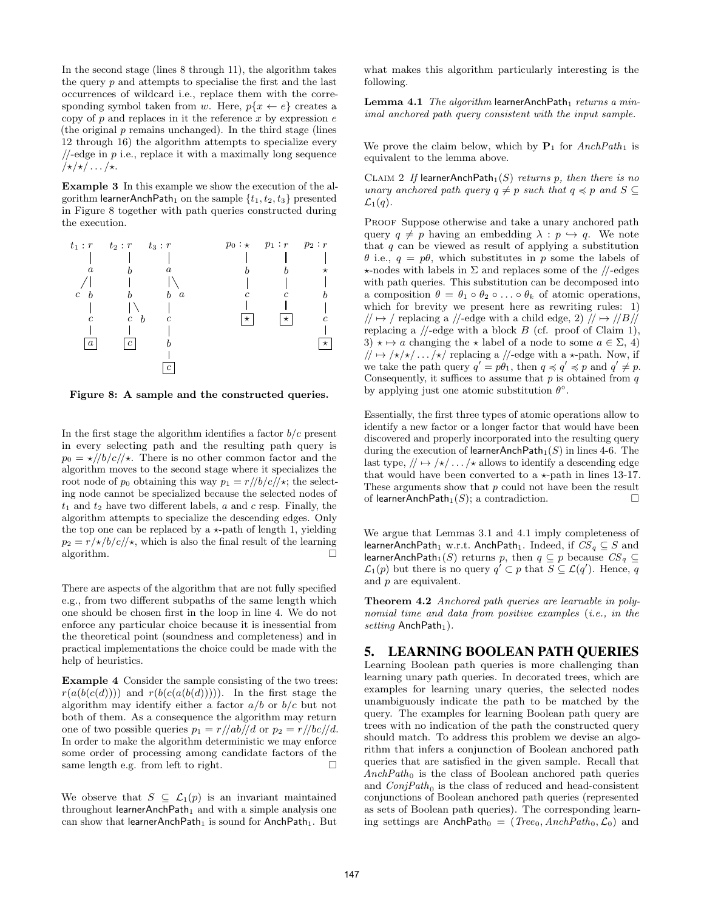In the second stage (lines 8 through 11), the algorithm takes the query $p$ and attempts to specialise the first and the last occurrences of wildcard i.e., replace them with the corresponding symbol taken from $w$. Here, $p\{x \leftarrow e\}$ creates a copy of $p$ and replaces in it the reference $x$ by expression $e$ (the original $p$ remains unchanged). In the third stage (lines 12 through 16) the algorithm attempts to specialize every $//$-edge in $p$ i.e., replace it with a maximally long sequence $/\star/\star/\ldots/\star$.

**Example 3** In this example we show the execution of the algorithm $\mathsf{learnerAnchPath}_1$ on the sample $\{t_1, t_2, t_3\}$ presented in Figure 8 together with path queries constructed during the execution.

**Figure 8: A sample and the constructed queries.**

In the first stage the algorithm identifies a factor $b/c$ present in every selecting path and the resulting path query is $p_0 = \star//b/c//\star$. There is no other common factor and the algorithm moves to the second stage where it specializes the root node of $p_0$ obtaining this way $p_1 = r//b/c//\star$; the selecting node cannot be specialized because the selected nodes of $t_1$ and $t_2$ have two different labels, $a$ and $c$ resp. Finally, the algorithm attempts to specialize the descending edges. Only the top one can be replaced by a $\star$-path of length 1, yielding $p_2 = r/\star/b/c//\star$, which is also the final result of the learning algorithm. □

There are aspects of the algorithm that are not fully specified e.g., from two different subpaths of the same length which one should be chosen first in the loop in line 4. We do not enforce any particular choice because it is inessential from the theoretical point (soundness and completeness) and in practical implementations the choice could be made with the help of heuristics.

**Example 4** Consider the sample consisting of the two trees: $r(a(b(c(d))))$ and $r(b(c(a(b(d)))))$. In the first stage the algorithm may identify either a factor $a/b$ or $b/c$ but not both of them. As a consequence the algorithm may return one of two possible queries $p_1 = r//ab//d$ or $p_2 = r//bc//d$. In order to make the algorithm deterministic we may enforce some order of processing among candidate factors of the same length e.g. from left to right. □

We observe that $S \subseteq \mathcal{L}_1(p)$ is an invariant maintained throughout $\mathsf{learnerAnchPath}_1$ and with a simple analysis one can show that $\mathsf{learnerAnchPath}_1$ is sound for $\mathsf{AnchPath}_1$. But what makes this algorithm particularly interesting is the following.

**Lemma 4.1** *The algorithm* $\mathsf{learnerAnchPath}_1$ *returns a minimal anchored path query consistent with the input sample.*

We prove the claim below, which by $\mathbf{P}_1$ for $AnchPath_1$ is equivalent to the lemma above.

Claim 2 *If* $\mathsf{learnerAnchPath}_1(S)$ *returns* $p$*, then there is no unary anchored path query* $q \neq p$ *such that* $q \preccurlyeq p$ *and* $S \subseteq \mathcal{L}_1(q)$*.*

Proof Suppose otherwise and take a unary anchored path query $q \neq p$ having an embedding $\lambda : p \hookrightarrow q$. We note that $q$ can be viewed as result of applying a substitution $\theta$ i.e., $q = p\theta$, which substitutes in $p$ some the labels of $\star$-nodes with labels in $\Sigma$ and replaces some of the $//$-edges with path queries. This substitution can be decomposed into a composition $\theta = \theta_1 \circ \theta_2 \circ \ldots \circ \theta_k$ of atomic operations, which for brevity we present here as rewriting rules: 1) $// \mapsto /$ replacing a $//$-edge with a child edge, 2) $// \mapsto //B//$ replacing a $//$-edge with a block $B$ (cf. proof of Claim 1), 3) $\star \mapsto a$ changing the $\star$ label of a node to some $a \in \Sigma$, 4) $// \mapsto /\star/\star/\ldots/\star/$ replacing a $//$-edge with a $\star$-path. Now, if we take the path query $q' = p\theta_1$, then $q \preccurlyeq q' \preccurlyeq p$ and $q' \neq p$. Consequently, it suffices to assume that $p$ is obtained from $q$ by applying just one atomic substitution $\theta^\circ$.

Essentially, the first three types of atomic operations allow to identify a new factor or a longer factor that would have been discovered and properly incorporated into the resulting query during the execution of $\mathsf{learnerAnchPath}_1(S)$ in lines 4-6. The last type, $// \mapsto /\star/\ldots/\star$ allows to identify a descending edge that would have been converted to a $\star$-path in lines 13-17. These arguments show that $p$ could not have been the result of $\mathsf{learnerAnchPath}_1(S)$; a contradiction. □

We argue that Lemmas 3.1 and 4.1 imply completeness of $\mathsf{learnerAnchPath}_1$ w.r.t. $\mathsf{AnchPath}_1$. Indeed, if $CS_q \subseteq S$ and $\mathsf{learnerAnchPath}_1(S)$ returns $p$, then $q \subseteq p$ because $CS_q \subseteq \mathcal{L}_1(p)$ but there is no query $q' \subset p$ that $S \subseteq \mathcal{L}(q')$. Hence, $q$ and $p$ are equivalent.

**Theorem 4.2** *Anchored path queries are learnable in polynomial time and data from positive examples* (*i.e., in the setting* $\mathsf{AnchPath}_1$)*.*

## 5. LEARNING BOOLEAN PATH QUERIES

Learning Boolean path queries is more challenging than learning unary path queries. In decorated trees, which are examples for learning unary queries, the selected nodes unambiguously indicate the path to be matched by the query. The examples for learning Boolean path query are trees with no indication of the path the constructed query should match. To address this problem we devise an algorithm that infers a conjunction of Boolean anchored path queries that are satisfied in the given sample. Recall that $AnchPath_0$ is the class of Boolean anchored path queries and $ConjPath_0$ is the class of reduced and head-consistent conjunctions of Boolean anchored path queries (represented as sets of Boolean path queries). The corresponding learning settings are $\mathsf{AnchPath}_0 = (Tree_0, AnchPath_0, \mathcal{L}_0)$ and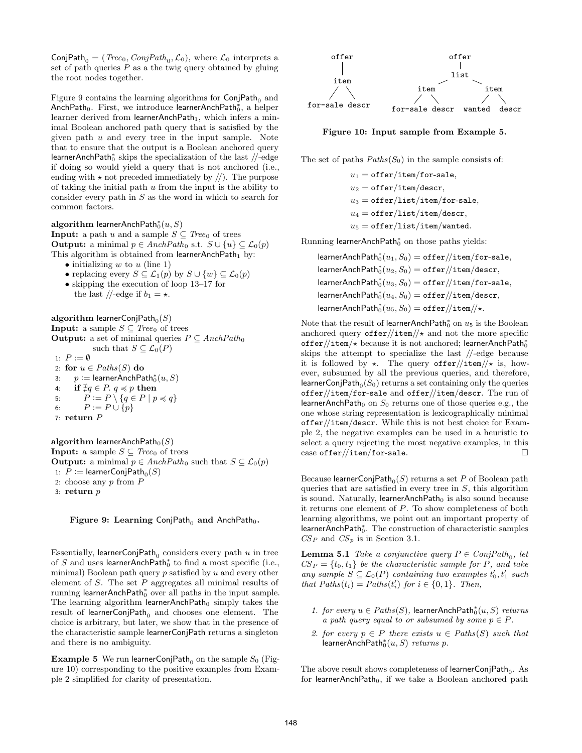$\mathsf{ConjPath}_0 = (\mathit{Tree}_0, \mathit{ConjPath}_0, \mathcal{L}_0)$, where $\mathcal{L}_0$ interprets a set of path queries $P$ as a the twig query obtained by gluing the root nodes together.

Figure 9 contains the learning algorithms for $\mathsf{ConjPath}_0$ and $\mathsf{AnchPath}_0$. First, we introduce $\mathsf{learnerAnchPath}_0^*$, a helper learner derived from $\mathsf{learnerAnchPath}_1$, which infers a minimal Boolean anchored path query that is satisfied by the given path $u$ and every tree in the input sample. Note that to ensure that the output is a Boolean anchored query $\mathsf{learnerAnchPath}_0^*$ skips the specialization of the last //-edge if doing so would yield a query that is not anchored (i.e., ending with $\star$ not preceded immediately by //). The purpose of taking the initial path $u$ from the input is the ability to consider every path in $S$ as the word in which to search for common factors.

**algorithm** $\mathsf{learnerAnchPath}_0^*(u, S)$
**Input:** a path $u$ and a sample $S \subseteq \mathit{Tree}_0$ of trees
**Output:** a minimal $p \in \mathit{AnchPath}_0$ s.t. $S \cup \{u\} \subseteq \mathcal{L}_0(p)$
This algorithm is obtained from $\mathsf{learnerAnchPath}_1$ by:

- initializing $w$ to $u$ (line 1)
- replacing every $S \subseteq \mathcal{L}_1(p)$ by $S \cup \{w\} \subseteq \mathcal{L}_0(p)$
- skipping the execution of loop 13–17 for the last //-edge if $b_1 = \star$.

**algorithm** $\mathsf{learnerConjPath}_0(S)$
**Input:** a sample $S \subseteq \mathit{Tree}_0$ of trees
**Output:** a set of minimal queries $P \subseteq \mathit{AnchPath}_0$ such that $S \subseteq \mathcal{L}_0(P)$

```
1: P := ∅
2: for u ∈ Paths(S) do
3:    p := learnerAnchPath*_0(u, S)
4:    if ∄q ∈ P. q ≼ p then
5:       P := P \ {q ∈ P | p ≼ q}
6:       P := P ∪ {p}
7: return P
```

**algorithm** $\mathsf{learnerAnchPath}_0(S)$
**Input:** a sample $S \subseteq \mathit{Tree}_0$ of trees
**Output:** a minimal $p \in \mathit{AnchPath}_0$ such that $S \subseteq \mathcal{L}_0(p)$

```
1: P := learnerConjPath_0(S)
2: choose any p from P
3: return p
```

**Figure 9: Learning $\mathsf{ConjPath}_0$ and $\mathsf{AnchPath}_0$.**

Essentially, $\mathsf{learnerConjPath}_0$ considers every path $u$ in tree of $S$ and uses $\mathsf{learnerAnchPath}_0^*$ to find a most specific (i.e., minimal) Boolean path query $p$ satisfied by $u$ and every other element of $S$. The set $P$ aggregates all minimal results of running $\mathsf{learnerAnchPath}_0^*$ over all paths in the input sample. The learning algorithm $\mathsf{learnerAnchPath}_0$ simply takes the result of $\mathsf{learnerConjPath}_0$ and chooses one element. The choice is arbitrary, but later, we show that in the presence of the characteristic sample $\mathsf{learnerConjPath}$ returns a singleton and there is no ambiguity.

**Example 5** We run $\mathsf{learnerConjPath}_0$ on the sample $S_0$ (Figure 10) corresponding to the positive examples from Example 2 simplified for clarity of presentation.

```
     offer                        offer
       |                            |
     item                          list
    /    \                     /          \
for-sale descr              item          item
                           /    \        /    \
                     for-sale descr  wanted  descr
```

**Figure 10: Input sample from Example 5.**

The set of paths $\mathit{Paths}(S_0)$ in the sample consists of:

$u_1 =$ `offer/item/for-sale`,
$u_2 =$ `offer/item/descr`,
$u_3 =$ `offer/list/item/for-sale`,
$u_4 =$ `offer/list/item/descr`,
$u_5 =$ `offer/list/item/wanted`.

Running $\mathsf{learnerAnchPath}_0^*$ on those paths yields:

$\mathsf{learnerAnchPath}_0^*(u_1, S_0) =$ `offer//item/for-sale`,
$\mathsf{learnerAnchPath}_0^*(u_2, S_0) =$ `offer//item/descr`,
$\mathsf{learnerAnchPath}_0^*(u_3, S_0) =$ `offer//item/for-sale`,
$\mathsf{learnerAnchPath}_0^*(u_4, S_0) =$ `offer//item/descr`,
$\mathsf{learnerAnchPath}_0^*(u_5, S_0) =$ `offer//item//`$\star$.

Note that the result of $\mathsf{learnerAnchPath}_0^*$ on $u_5$ is the Boolean anchored query `offer//item//`$\star$ and not the more specific `offer//item/`$\star$ because it is not anchored; $\mathsf{learnerAnchPath}_0^*$ skips the attempt to specialize the last //-edge because it is followed by $\star$. The query `offer//item//`$\star$ is, however, subsumed by all the previous queries, and therefore, $\mathsf{learnerConjPath}_0(S_0)$ returns a set containing only the queries `offer//item/for-sale` and `offer//item/descr`. The run of $\mathsf{learnerAnchPath}_0$ on $S_0$ returns one of those queries e.g., the one whose string representation is lexicographically minimal `offer//item/descr`. While this is not best choice for Example 2, the negative examples can be used in a heuristic to select a query rejecting the most negative examples, in this case `offer//item/for-sale`. □

Because $\mathsf{learnerConjPath}_0(S)$ returns a set $P$ of Boolean path queries that are satisfied in every tree in $S$, this algorithm is sound. Naturally, $\mathsf{learnerAnchPath}_0$ is also sound because it returns one element of $P$. To show completeness of both learning algorithms, we point out an important property of $\mathsf{learnerAnchPath}_0^*$. The construction of characteristic samples $CS_P$ and $CS_p$ is in Section 3.1.

**Lemma 5.1** *Take a conjunctive query $P \in \mathit{ConjPath}_0$, let $CS_P = \{t_0, t_1\}$ be the characteristic sample for $P$, and take any sample $S \subseteq \mathcal{L}_0(P)$ containing two examples $t'_0, t'_1$ such that $\mathit{Paths}(t_i) = \mathit{Paths}(t'_i)$ for $i \in \{0, 1\}$. Then,*

1. *for every $u \in \mathit{Paths}(S)$, $\mathsf{learnerAnchPath}_0^*(u, S)$ returns a path query equal to or subsumed by some $p \in P$.*
2. *for every $p \in P$ there exists $u \in \mathit{Paths}(S)$ such that $\mathsf{learnerAnchPath}_0^*(u, S)$ returns $p$.*

The above result shows completeness of $\mathsf{learnerConjPath}_0$. As for $\mathsf{learnerAnchPath}_0$, if we take a Boolean anchored path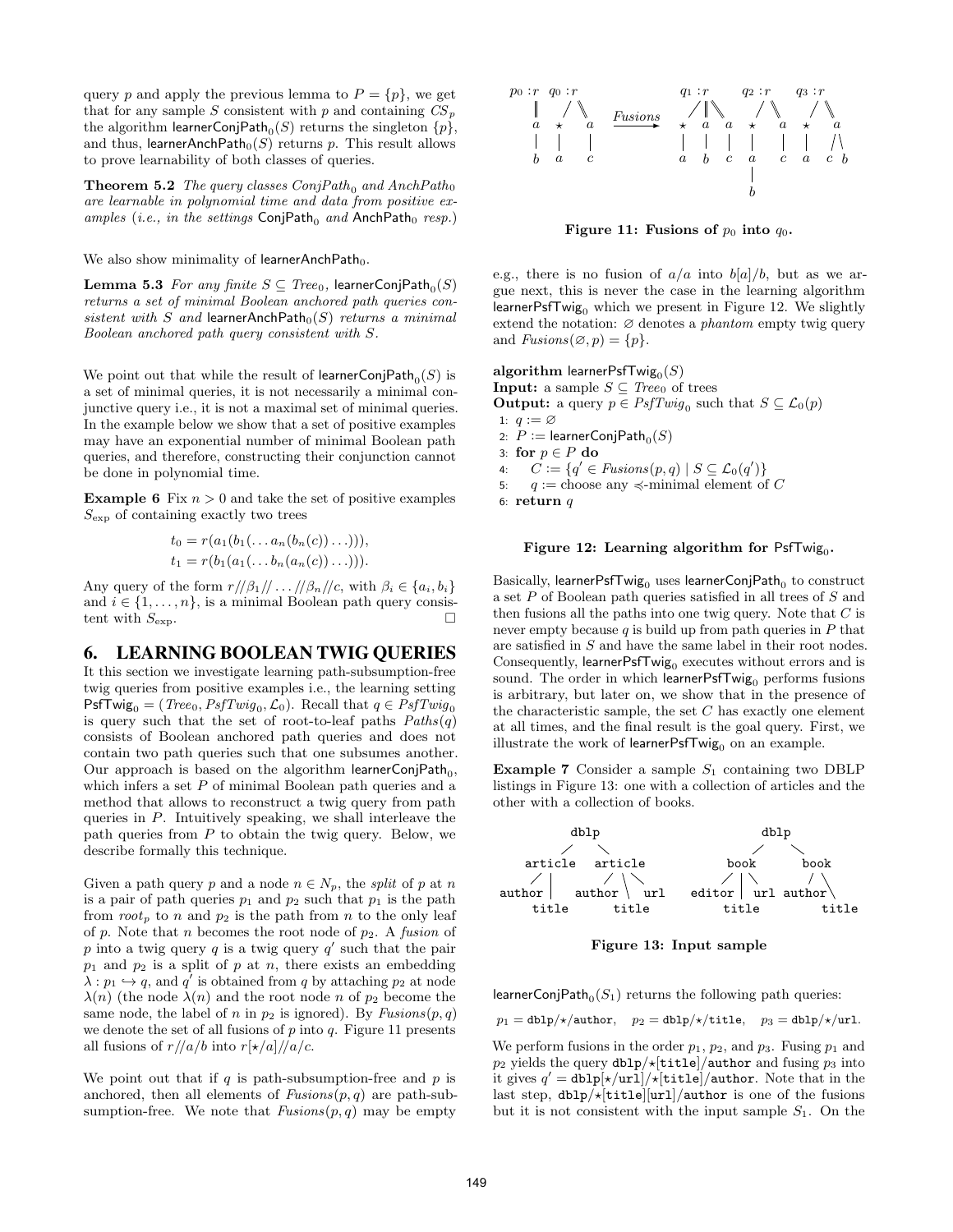query $p$ and apply the previous lemma to $P = \{p\}$, we get that for any sample $S$ consistent with $p$ and containing $CS_p$ the algorithm $\mathsf{learnerConjPath}_0(S)$ returns the singleton $\{p\}$, and thus, $\mathsf{learnerAnchPath}_0(S)$ returns $p$. This result allows to prove learnability of both classes of queries.

**Theorem 5.2** *The query classes $ConjPath_0$ and $AnchPath_0$ are learnable in polynomial time and data from positive examples (i.e., in the settings $\mathsf{ConjPath}_0$ and $\mathsf{AnchPath}_0$ resp.)*

We also show minimality of $\mathsf{learnerAnchPath}_0$.

**Lemma 5.3** *For any finite $S \subseteq Tree_0$, $\mathsf{learnerConjPath}_0(S)$ returns a set of minimal Boolean anchored path queries consistent with $S$ and $\mathsf{learnerAnchPath}_0(S)$ returns a minimal Boolean anchored path query consistent with $S$.*

We point out that while the result of $\mathsf{learnerConjPath}_0(S)$ is a set of minimal queries, it is not necessarily a minimal conjunctive query i.e., it is not a maximal set of minimal queries. In the example below we show that a set of positive examples may have an exponential number of minimal Boolean path queries, and therefore, constructing their conjunction cannot be done in polynomial time.

**Example 6** Fix $n > 0$ and take the set of positive examples $S_{\exp}$ of containing exactly two trees

$$t_0 = r(a_1(b_1(\ldots a_n(b_n(c))\ldots))),$$
$$t_1 = r(b_1(a_1(\ldots b_n(a_n(c))\ldots))).$$

Any query of the form $r//\beta_1//\ldots//\beta_n//c$, with $\beta_i \in \{a_i, b_i\}$ and $i \in \{1,\ldots,n\}$, is a minimal Boolean path query consistent with $S_{\exp}$. □

## 6. LEARNING BOOLEAN TWIG QUERIES

It this section we investigate learning path-subsumption-free twig queries from positive examples i.e., the learning setting $\mathsf{PsfTwig}_0 = (Tree_0, PsfTwig_0, \mathcal{L}_0)$. Recall that $q \in PsfTwig_0$ is query such that the set of root-to-leaf paths $Paths(q)$ consists of Boolean anchored path queries and does not contain two path queries such that one subsumes another. Our approach is based on the algorithm $\mathsf{learnerConjPath}_0$, which infers a set $P$ of minimal Boolean path queries and a method that allows to reconstruct a twig query from path queries in $P$. Intuitively speaking, we shall interleave the path queries from $P$ to obtain the twig query. Below, we describe formally this technique.

Given a path query $p$ and a node $n \in N_p$, the *split* of $p$ at $n$ is a pair of path queries $p_1$ and $p_2$ such that $p_1$ is the path from $root_p$ to $n$ and $p_2$ is the path from $n$ to the only leaf of $p$. Note that $n$ becomes the root node of $p_2$. A *fusion* of $p$ into a twig query $q$ is a twig query $q'$ such that the pair $p_1$ and $p_2$ is a split of $p$ at $n$, there exists an embedding $\lambda : p_1 \hookrightarrow q$, and $q'$ is obtained from $q$ by attaching $p_2$ at node $\lambda(n)$ (the node $\lambda(n)$ and the root node $n$ of $p_2$ become the same node, the label of $n$ in $p_2$ is ignored). By $Fusions(p, q)$ we denote the set of all fusions of $p$ into $q$. Figure 11 presents all fusions of $r//a/b$ into $r[\star/a]//a/c$.

We point out that if $q$ is path-subsumption-free and $p$ is anchored, then all elements of $Fusions(p, q)$ are path-subsumption-free. We note that $Fusions(p, q)$ may be empty

**Figure 11: Fusions of $p_0$ into $q_0$.**

e.g., there is no fusion of $a/a$ into $b[a]/b$, but as we argue next, this is never the case in the learning algorithm $\mathsf{learnerPsfTwig}_0$ which we present in Figure 12. We slightly extend the notation: $\varnothing$ denotes a *phantom* empty twig query and $Fusions(\varnothing, p) = \{p\}$.

**algorithm** $\mathsf{learnerPsfTwig}_0(S)$
**Input:** a sample $S \subseteq Tree_0$ of trees
**Output:** a query $p \in PsfTwig_0$ such that $S \subseteq \mathcal{L}_0(p)$

1: $q := \varnothing$
2: $P := \mathsf{learnerConjPath}_0(S)$
3: **for** $p \in P$ **do**
4: $\quad C := \{q' \in Fusions(p, q) \mid S \subseteq \mathcal{L}_0(q')\}$
5: $\quad q :=$ choose any $\preccurlyeq$-minimal element of $C$
6: **return** $q$

**Figure 12: Learning algorithm for $\mathsf{PsfTwig}_0$.**

Basically, $\mathsf{learnerPsfTwig}_0$ uses $\mathsf{learnerConjPath}_0$ to construct a set $P$ of Boolean path queries satisfied in all trees of $S$ and then fusions all the paths into one twig query. Note that $C$ is never empty because $q$ is build up from path queries in $P$ that are satisfied in $S$ and have the same label in their root nodes. Consequently, $\mathsf{learnerPsfTwig}_0$ executes without errors and is sound. The order in which $\mathsf{learnerPsfTwig}_0$ performs fusions is arbitrary, but later on, we show that in the presence of the characteristic sample, the set $C$ has exactly one element at all times, and the final result is the goal query. First, we illustrate the work of $\mathsf{learnerPsfTwig}_0$ on an example.

**Example 7** Consider a sample $S_1$ containing two DBLP listings in Figure 13: one with a collection of articles and the other with a collection of books.

**Figure 13: Input sample**

$\mathsf{learnerConjPath}_0(S_1)$ returns the following path queries:

$$p_1 = \texttt{dblp}/\star/\texttt{author}, \quad p_2 = \texttt{dblp}/\star/\texttt{title}, \quad p_3 = \texttt{dblp}/\star/\texttt{url}.$$

We perform fusions in the order $p_1$, $p_2$, and $p_3$. Fusing $p_1$ and $p_2$ yields the query $\texttt{dblp}/\star[\texttt{title}]/\texttt{author}$ and fusing $p_3$ into it gives $q' = \texttt{dblp}[\star/\texttt{url}]/\star[\texttt{title}]/\texttt{author}$. Note that in the last step, $\texttt{dblp}/\star[\texttt{title}][\texttt{url}]/\texttt{author}$ is one of the fusions but it is not consistent with the input sample $S_1$. On the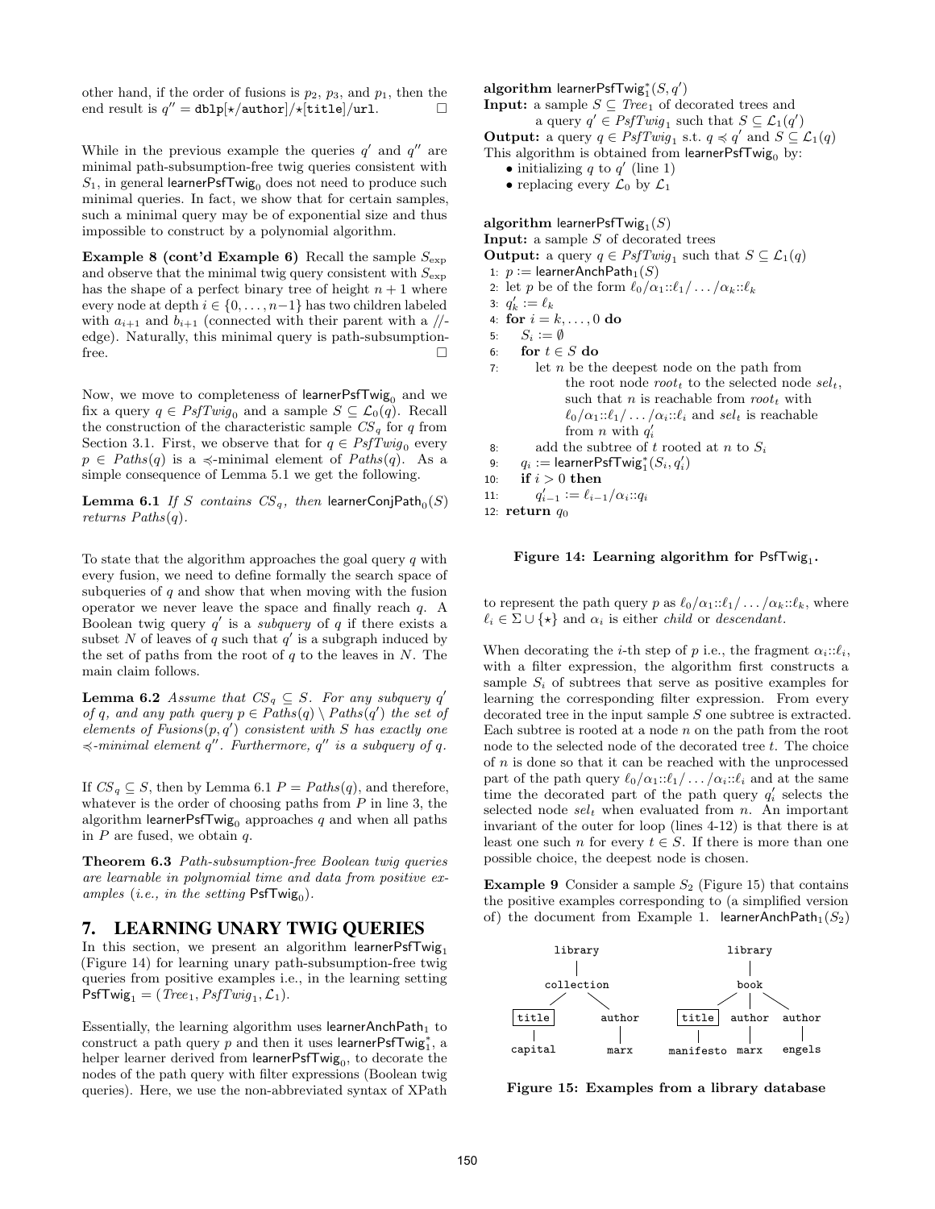other hand, if the order of fusions is $p_2$, $p_3$, and $p_1$, then the end result is $q''$ = dblp[⋆/author]/⋆[title]/url. □

While in the previous example the queries $q'$ and $q''$ are minimal path-subsumption-free twig queries consistent with $S_1$, in general learnerPsfTwig$_0$ does not need to produce such minimal queries. In fact, we show that for certain samples, such a minimal query may be of exponential size and thus impossible to construct by a polynomial algorithm.

**Example 8 (cont'd Example 6)** Recall the sample $S_{\exp}$ and observe that the minimal twig query consistent with $S_{\exp}$ has the shape of a perfect binary tree of height $n+1$ where every node at depth $i \in \{0, \ldots, n-1\}$ has two children labeled with $a_{i+1}$ and $b_{i+1}$ (connected with their parent with a //-edge). Naturally, this minimal query is path-subsumption-free. □

Now, we move to completeness of learnerPsfTwig$_0$ and we fix a query $q \in PsfTwig_0$ and a sample $S \subseteq \mathcal{L}_0(q)$. Recall the construction of the characteristic sample $CS_q$ for $q$ from Section 3.1. First, we observe that for $q \in PsfTwig_0$ every $p \in Paths(q)$ is a $\preccurlyeq$-minimal element of $Paths(q)$. As a simple consequence of Lemma 5.1 we get the following.

**Lemma 6.1** *If $S$ contains $CS_q$, then* learnerConjPath$_0(S)$ *returns $Paths(q)$.*

To state that the algorithm approaches the goal query $q$ with every fusion, we need to define formally the search space of subqueries of $q$ and show that when moving with the fusion operator we never leave the space and finally reach $q$. A Boolean twig query $q'$ is a *subquery* of $q$ if there exists a subset $N$ of leaves of $q$ such that $q'$ is a subgraph induced by the set of paths from the root of $q$ to the leaves in $N$. The main claim follows.

**Lemma 6.2** *Assume that $CS_q \subseteq S$. For any subquery $q'$ of $q$, and any path query $p \in Paths(q) \setminus Paths(q')$ the set of elements of $Fusions(p, q')$ consistent with $S$ has exactly one $\preccurlyeq$-minimal element $q''$. Furthermore, $q''$ is a subquery of $q$.*

If $CS_q \subseteq S$, then by Lemma 6.1 $P = Paths(q)$, and therefore, whatever is the order of choosing paths from $P$ in line 3, the algorithm learnerPsfTwig$_0$ approaches $q$ and when all paths in $P$ are fused, we obtain $q$.

**Theorem 6.3** *Path-subsumption-free Boolean twig queries are learnable in polynomial time and data from positive examples (i.e., in the setting* PsfTwig$_0$*).*

# 7. LEARNING UNARY TWIG QUERIES

In this section, we present an algorithm learnerPsfTwig$_1$ (Figure 14) for learning unary path-subsumption-free twig queries from positive examples i.e., in the learning setting PsfTwig$_1$ = $(Tree_1, PsfTwig_1, \mathcal{L}_1)$.

Essentially, the learning algorithm uses learnerAnchPath$_1$ to construct a path query $p$ and then it uses learnerPsfTwig$^*_1$, a helper learner derived from learnerPsfTwig$_0$, to decorate the nodes of the path query with filter expressions (Boolean twig queries). Here, we use the non-abbreviated syntax of XPath

```
algorithm learnerPsfTwig*_1(S, q')
Input: a sample S ⊆ Tree_1 of decorated trees and
       a query q' ∈ PsfTwig_1 such that S ⊆ L_1(q')
Output: a query q ∈ PsfTwig_1 s.t. q ≼ q' and S ⊆ L_1(q)
This algorithm is obtained from learnerPsfTwig_0 by:
  • initializing q to q' (line 1)
  • replacing every L_0 by L_1

algorithm learnerPsfTwig_1(S)
Input: a sample S of decorated trees
Output: a query q ∈ PsfTwig_1 such that S ⊆ L_1(q)
 1: p := learnerAnchPath_1(S)
 2: let p be of the form ℓ_0/α_1::ℓ_1/.../α_k::ℓ_k
 3: q'_k := ℓ_k
 4: for i = k,...,0 do
 5:   S_i := ∅
 6:   for t ∈ S do
 7:     let n be the deepest node on the path from
          the root node root_t to the selected node sel_t,
          such that n is reachable from root_t with
          ℓ_0/α_1::ℓ_1/.../α_i::ℓ_i and sel_t is reachable
          from n with q'_i
 8:     add the subtree of t rooted at n to S_i
 9:   q_i := learnerPsfTwig*_1(S_i, q'_i)
10:   if i > 0 then
11:     q'_{i-1} := ℓ_{i-1}/α_i::q_i
12: return q_0
```

**Figure 14: Learning algorithm for PsfTwig$_1$.**

to represent the path query $p$ as $\ell_0/\alpha_1$::$\ell_1/\ldots/\alpha_k$::$\ell_k$, where $\ell_i \in \Sigma \cup \{\star\}$ and $\alpha_i$ is either *child* or *descendant*.

When decorating the $i$-th step of $p$ i.e., the fragment $\alpha_i$::$\ell_i$, with a filter expression, the algorithm first constructs a sample $S_i$ of subtrees that serve as positive examples for learning the corresponding filter expression. From every decorated tree in the input sample $S$ one subtree is extracted. Each subtree is rooted at a node $n$ on the path from the root node to the selected node of the decorated tree $t$. The choice of $n$ is done so that it can be reached with the unprocessed part of the path query $\ell_0/\alpha_1$::$\ell_1/\ldots/\alpha_i$::$\ell_i$ and at the same time the decorated part of the path query $q'_i$ selects the selected node $sel_t$ when evaluated from $n$. An important invariant of the outer for loop (lines 4-12) is that there is at least one such $n$ for every $t \in S$. If there is more than one possible choice, the deepest node is chosen.

**Example 9** Consider a sample $S_2$ (Figure 15) that contains the positive examples corresponding to (a simplified version of) the document from Example 1. learnerAnchPath$_1(S_2)$

**Figure 15: Examples from a library database**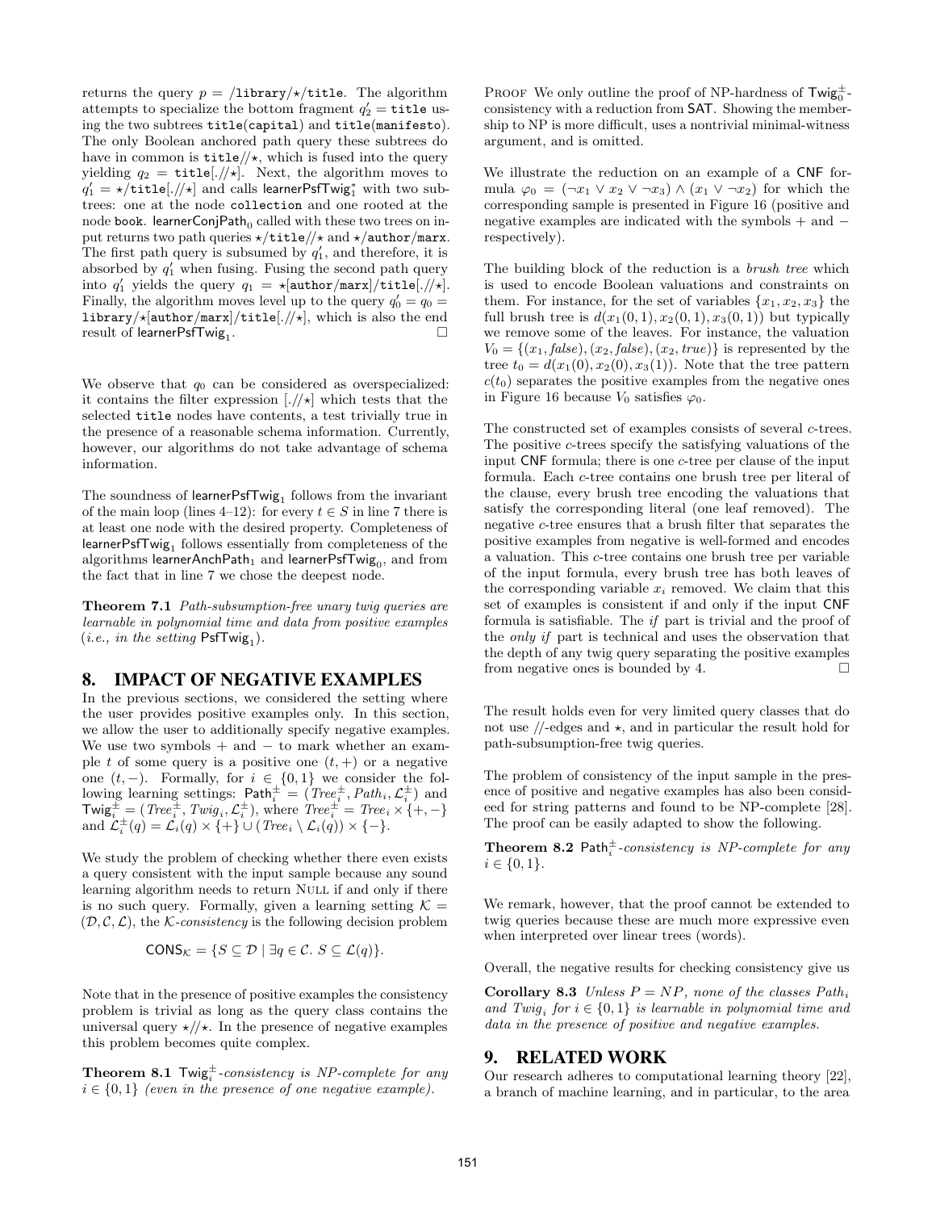returns the query $p = /\mathtt{library}/\star/\mathtt{title}$. The algorithm attempts to specialize the bottom fragment $q_2' = \mathtt{title}$ using the two subtrees title(capital) and title(manifesto). The only Boolean anchored path query these subtrees do have in common is $\mathtt{title}//\star$, which is fused into the query yielding $q_2 = \mathtt{title}[.//\star]$. Next, the algorithm moves to $q_1' = \star/\mathtt{title}[.//\star]$ and calls $\mathsf{learnerPsfTwig}_1^*$ with two subtrees: one at the node collection and one rooted at the node book. $\mathsf{learnerConjPath}_0$ called with these two trees on input returns two path queries $\star/\mathtt{title}//\star$ and $\star/\mathtt{author}/\mathtt{marx}$. The first path query is subsumed by $q_1'$, and therefore, it is absorbed by $q_1'$ when fusing. Fusing the second path query into $q_1'$ yields the query $q_1 = \star[\mathtt{author}/\mathtt{marx}]/\mathtt{title}[.//\star]$. Finally, the algorithm moves level up to the query $q_0' = q_0 = \mathtt{library}/\star[\mathtt{author}/\mathtt{marx}]/\mathtt{title}[.//\star]$, which is also the end result of $\mathsf{learnerPsfTwig}_1$. □

We observe that $q_0$ can be considered as overspecialized: it contains the filter expression $[.//\star]$ which tests that the selected title nodes have contents, a test trivially true in the presence of a reasonable schema information. Currently, however, our algorithms do not take advantage of schema information.

The soundness of $\mathsf{learnerPsfTwig}_1$ follows from the invariant of the main loop (lines 4–12): for every $t \in S$ in line 7 there is at least one node with the desired property. Completeness of $\mathsf{learnerPsfTwig}_1$ follows essentially from completeness of the algorithms $\mathsf{learnerAnchPath}_1$ and $\mathsf{learnerPsfTwig}_0$, and from the fact that in line 7 we chose the deepest node.

**Theorem 7.1** *Path-subsumption-free unary twig queries are learnable in polynomial time and data from positive examples (i.e., in the setting* $\mathsf{PsfTwig}_1$*).*

# 8. IMPACT OF NEGATIVE EXAMPLES

In the previous sections, we considered the setting where the user provides positive examples only. In this section, we allow the user to additionally specify negative examples. We use two symbols $+$ and $-$ to mark whether an example $t$ of some query is a positive one $(t, +)$ or a negative one $(t, -)$. Formally, for $i \in \{0, 1\}$ we consider the following learning settings: $\mathsf{Path}_i^{\pm} = (\mathit{Tree}_i^{\pm}, \mathit{Path}_i, \mathcal{L}_i^{\pm})$ and $\mathsf{Twig}_i^{\pm} = (\mathit{Tree}_i^{\pm}, \mathit{Twig}_i, \mathcal{L}_i^{\pm})$, where $\mathit{Tree}_i^{\pm} = \mathit{Tree}_i \times \{+, -\}$ and $\mathcal{L}_i^{\pm}(q) = \mathcal{L}_i(q) \times \{+\} \cup (\mathit{Tree}_i \setminus \mathcal{L}_i(q)) \times \{-\}$.

We study the problem of checking whether there even exists a query consistent with the input sample because any sound learning algorithm needs to return NULL if and only if there is no such query. Formally, given a learning setting $\mathcal{K} = (\mathcal{D}, \mathcal{C}, \mathcal{L})$, the $\mathcal{K}$-*consistency* is the following decision problem

$$\mathsf{CONS}_{\mathcal{K}} = \{S \subseteq \mathcal{D} \mid \exists q \in \mathcal{C}.\ S \subseteq \mathcal{L}(q)\}.$$

Note that in the presence of positive examples the consistency problem is trivial as long as the query class contains the universal query $\star//\star$. In the presence of negative examples this problem becomes quite complex.

**Theorem 8.1** $\mathsf{Twig}_i^{\pm}$*-consistency is NP-complete for any* $i \in \{0, 1\}$ *(even in the presence of one negative example).*

PROOF We only outline the proof of NP-hardness of $\mathsf{Twig}_0^{\pm}$-consistency with a reduction from SAT. Showing the membership to NP is more difficult, uses a nontrivial minimal-witness argument, and is omitted.

We illustrate the reduction on an example of a CNF formula $\varphi_0 = (\neg x_1 \vee x_2 \vee \neg x_3) \wedge (x_1 \vee \neg x_2)$ for which the corresponding sample is presented in Figure 16 (positive and negative examples are indicated with the symbols $+$ and $-$ respectively).

The building block of the reduction is a *brush tree* which is used to encode Boolean valuations and constraints on them. For instance, for the set of variables $\{x_1, x_2, x_3\}$ the full brush tree is $d(x_1(0,1), x_2(0,1), x_3(0,1))$ but typically we remove some of the leaves. For instance, the valuation $V_0 = \{(x_1, \mathit{false}), (x_2, \mathit{false}), (x_2, \mathit{true})\}$ is represented by the tree $t_0 = d(x_1(0), x_2(0), x_3(1))$. Note that the tree pattern $c(t_0)$ separates the positive examples from the negative ones in Figure 16 because $V_0$ satisfies $\varphi_0$.

The constructed set of examples consists of several $c$-trees. The positive $c$-trees specify the satisfying valuations of the input CNF formula; there is one $c$-tree per clause of the input formula. Each $c$-tree contains one brush tree per literal of the clause, every brush tree encoding the valuations that satisfy the corresponding literal (one leaf removed). The negative $c$-tree ensures that a brush filter that separates the positive examples from negative is well-formed and encodes a valuation. This $c$-tree contains one brush tree per variable of the input formula, every brush tree has both leaves of the corresponding variable $x_i$ removed. We claim that this set of examples is consistent if and only if the input CNF formula is satisfiable. The *if* part is trivial and the proof of the *only if* part is technical and uses the observation that the depth of any twig query separating the positive examples from negative ones is bounded by 4. □

The result holds even for very limited query classes that do not use //-edges and $\star$, and in particular the result hold for path-subsumption-free twig queries.

The problem of consistency of the input sample in the presence of positive and negative examples has also been considered for string patterns and found to be NP-complete [28]. The proof can be easily adapted to show the following.

**Theorem 8.2** $\mathsf{Path}_i^{\pm}$*-consistency is NP-complete for any* $i \in \{0, 1\}$.

We remark, however, that the proof cannot be extended to twig queries because these are much more expressive even when interpreted over linear trees (words).

Overall, the negative results for checking consistency give us

**Corollary 8.3** *Unless* $P = NP$*, none of the classes* $\mathit{Path}_i$ *and* $\mathit{Twig}_i$ *for* $i \in \{0, 1\}$ *is learnable in polynomial time and data in the presence of positive and negative examples.*

# 9. RELATED WORK

Our research adheres to computational learning theory [22], a branch of machine learning, and in particular, to the area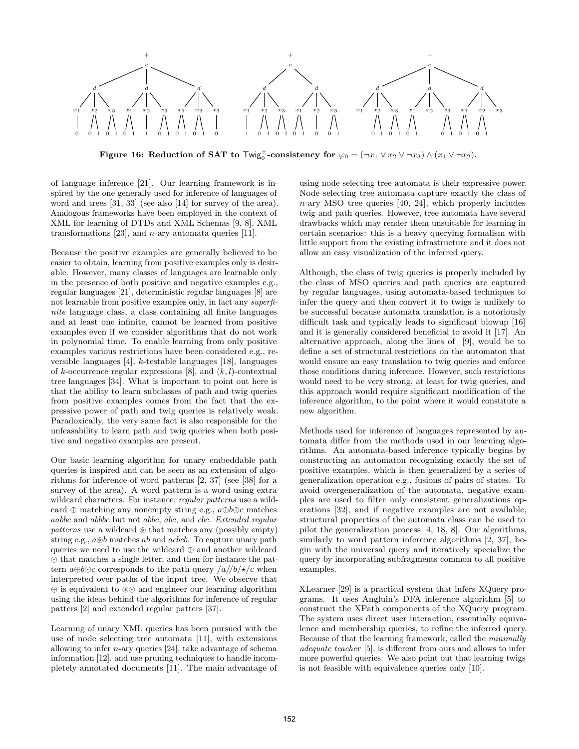Figure 16: Reduction of SAT to $\mathsf{Twig}_0^{\pm}$-consistency for $\varphi_0 = (\neg x_1 \vee x_2 \vee \neg x_3) \wedge (x_1 \vee \neg x_2)$.

of language inference [21]. Our learning framework is inspired by the one generally used for inference of languages of word and trees [31, 33] (see also [14] for survey of the area). Analogous frameworks have been employed in the context of XML for learning of DTDs and XML Schemas [9, 8], XML transformations [23], and $n$-ary automata queries [11].

Because the positive examples are generally believed to be easier to obtain, learning from positive examples only is desirable. However, many classes of languages are learnable only in the presence of both positive and negative examples e.g., regular languages [21], deterministic regular languages [8] are not learnable from positive examples only, in fact any *superfinite* language class, a class containing all finite languages and at least one infinite, cannot be learned from positive examples even if we consider algorithms that do not work in polynomial time. To enable learning from only positive examples various restrictions have been considered e.g., reversible languages [4], $k$-testable languages [18], languages of $k$-occurrence regular expressions [8], and $(k,l)$-contextual tree languages [34]. What is important to point out here is that the ability to learn subclasses of path and twig queries from positive examples comes from the fact that the expressive power of path and twig queries is relatively weak. Paradoxically, the very same fact is also responsible for the unfeasability to learn path and twig queries when both positive and negative examples are present.

Our basic learning algorithm for unary embeddable path queries is inspired and can be seen as an extension of algorithms for inference of word patterns [2, 37] (see [38] for a survey of the area). A word pattern is a word using extra wildcard characters. For instance, *regular patterns* use a wildcard $\oplus$ matching any nonempty string e.g., $a{\oplus}b{\oplus}c$ matches *aabbc* and *abbbc* but not *abbc*, *abc*, and *cbc*. *Extended regular patterns* use a wildcard $\circledast$ that matches any (possibly empty) string e.g., $a{\circledast}b$ matches *ab* and *acbcb*. To capture unary path queries we need to use the wildcard $\oplus$ and another wildcard $\odot$ that matches a single letter, and then for instance the pattern $a{\oplus}b{\odot}c$ corresponds to the path query $/a//b/\star/c$ when interpreted over paths of the input tree. We observe that $\oplus$ is equivalent to $\circledast\odot$ and engineer our learning algorithm using the ideas behind the algorithms for inference of regular patters [2] and extended regular patters [37].

Learning of unary XML queries has been pursued with the use of node selecting tree automata [11], with extensions allowing to infer $n$-ary queries [24], take advantage of schema information [12], and use pruning techniques to handle incompletely annotated documents [11]. The main advantage of using node selecting tree automata is their expressive power. Node selecting tree automata capture exactly the class of $n$-ary MSO tree queries [40, 24], which properly includes twig and path queries. However, tree automata have several drawbacks which may render them unsuitable for learning in certain scenarios: this is a heavy querying formalism with little support from the existing infrastructure and it does not allow an easy visualization of the inferred query.

Although, the class of twig queries is properly included by the class of MSO queries and path queries are captured by regular languages, using automata-based techniques to infer the query and then convert it to twigs is unlikely to be successful because automata translation is a notoriously difficult task and typically leads to significant blowup [16] and it is generally considered beneficial to avoid it [17]. An alternative approach, along the lines of [9], would be to define a set of structural restrictions on the automaton that would ensure an easy translation to twig queries and enforce those conditions during inference. However, such restrictions would need to be very strong, at least for twig queries, and this approach would require significant modification of the inference algorithm, to the point where it would constitute a new algorithm.

Methods used for inference of languages represented by automata differ from the methods used in our learning algorithms. An automata-based inference typically begins by constructing an automaton recognizing exactly the set of positive examples, which is then generalized by a series of generalization operation e.g., fusions of pairs of states. To avoid overgeneralization of the automata, negative examples are used to filter only consistent generalizations operations [32], and if negative examples are not available, structural properties of the automata class can be used to pilot the generalization process [4, 18, 8]. Our algorithms, similarly to word pattern inference algorithms [2, 37], begin with the universal query and iteratively specialize the query by incorporating subfragments common to all positive examples.

XLearner [29] is a practical system that infers XQuery programs. It uses Angluin's DFA inference algorithm [5] to construct the XPath components of the XQuery program. The system uses direct user interaction, essentially equivalence and membership queries, to refine the inferred query. Because of that the learning framework, called the *minimally adequate teacher* [5], is different from ours and allows to infer more powerful queries. We also point out that learning twigs is not feasible with equivalence queries only [10].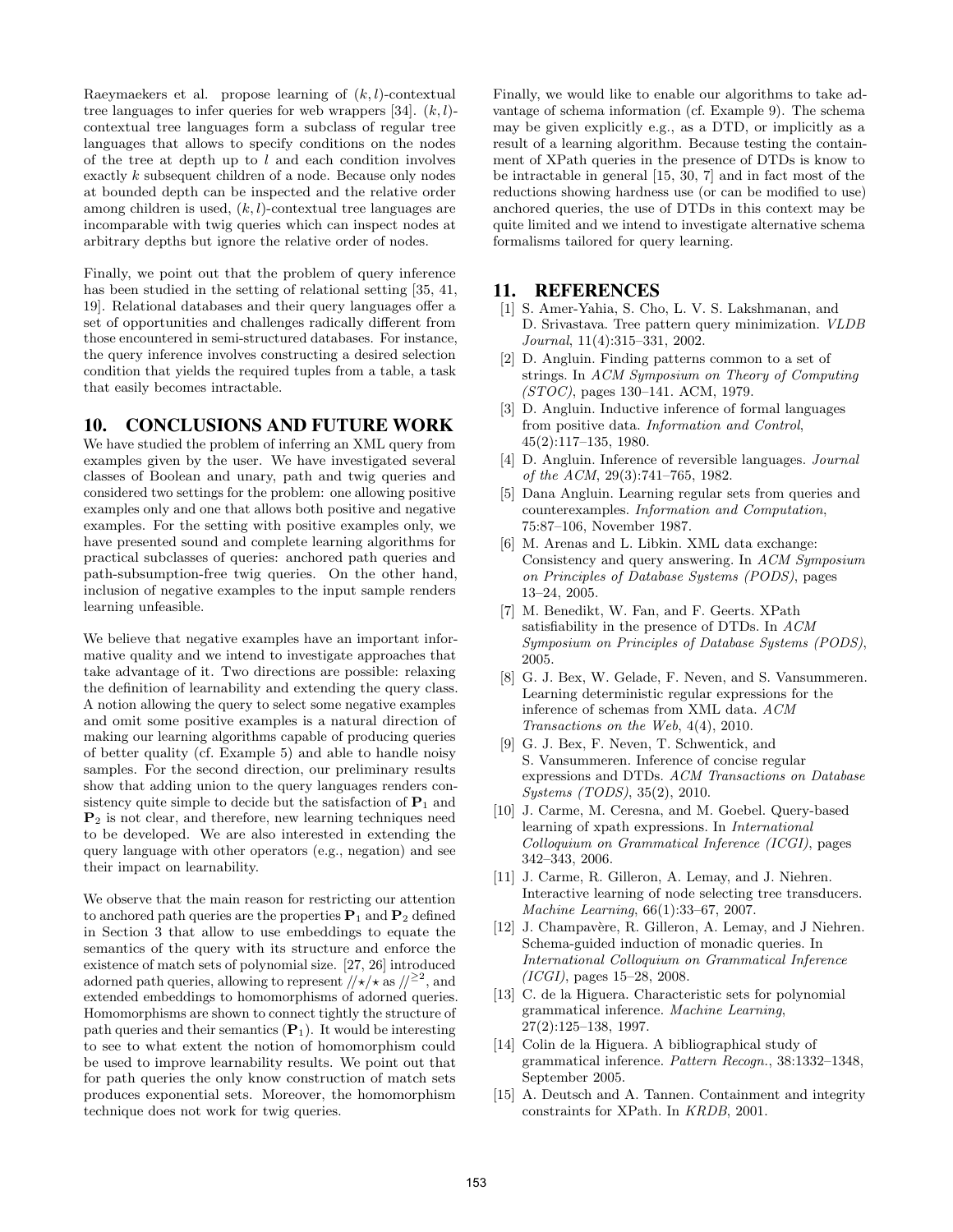Raeymaekers et al. propose learning of $(k, l)$-contextual tree languages to infer queries for web wrappers [34]. $(k, l)$-contextual tree languages form a subclass of regular tree languages that allows to specify conditions on the nodes of the tree at depth up to $l$ and each condition involves exactly $k$ subsequent children of a node. Because only nodes at bounded depth can be inspected and the relative order among children is used, $(k, l)$-contextual tree languages are incomparable with twig queries which can inspect nodes at arbitrary depths but ignore the relative order of nodes.

Finally, we point out that the problem of query inference has been studied in the setting of relational setting [35, 41, 19]. Relational databases and their query languages offer a set of opportunities and challenges radically different from those encountered in semi-structured databases. For instance, the query inference involves constructing a desired selection condition that yields the required tuples from a table, a task that easily becomes intractable.

## 10. CONCLUSIONS AND FUTURE WORK

We have studied the problem of inferring an XML query from examples given by the user. We have investigated several classes of Boolean and unary, path and twig queries and considered two settings for the problem: one allowing positive examples only and one that allows both positive and negative examples. For the setting with positive examples only, we have presented sound and complete learning algorithms for practical subclasses of queries: anchored path queries and path-subsumption-free twig queries. On the other hand, inclusion of negative examples to the input sample renders learning unfeasible.

We believe that negative examples have an important informative quality and we intend to investigate approaches that take advantage of it. Two directions are possible: relaxing the definition of learnability and extending the query class. A notion allowing the query to select some negative examples and omit some positive examples is a natural direction of making our learning algorithms capable of producing queries of better quality (cf. Example 5) and able to handle noisy samples. For the second direction, our preliminary results show that adding union to the query languages renders consistency quite simple to decide but the satisfaction of $\mathbf{P}_1$ and $\mathbf{P}_2$ is not clear, and therefore, new learning techniques need to be developed. We are also interested in extending the query language with other operators (e.g., negation) and see their impact on learnability.

We observe that the main reason for restricting our attention to anchored path queries are the properties $\mathbf{P}_1$ and $\mathbf{P}_2$ defined in Section 3 that allow to use embeddings to equate the semantics of the query with its structure and enforce the existence of match sets of polynomial size. [27, 26] introduced adorned path queries, allowing to represent $//\star/\star$ as $//^{\geq 2}$, and extended embeddings to homomorphisms of adorned queries. Homomorphisms are shown to connect tightly the structure of path queries and their semantics ($\mathbf{P}_1$). It would be interesting to see to what extent the notion of homomorphism could be used to improve learnability results. We point out that for path queries the only know construction of match sets produces exponential sets. Moreover, the homomorphism technique does not work for twig queries.

Finally, we would like to enable our algorithms to take advantage of schema information (cf. Example 9). The schema may be given explicitly e.g., as a DTD, or implicitly as a result of a learning algorithm. Because testing the containment of XPath queries in the presence of DTDs is know to be intractable in general [15, 30, 7] and in fact most of the reductions showing hardness use (or can be modified to use) anchored queries, the use of DTDs in this context may be quite limited and we intend to investigate alternative schema formalisms tailored for query learning.

## 11. REFERENCES

[1] S. Amer-Yahia, S. Cho, L. V. S. Lakshmanan, and D. Srivastava. Tree pattern query minimization. *VLDB Journal*, 11(4):315–331, 2002.

[2] D. Angluin. Finding patterns common to a set of strings. In *ACM Symposium on Theory of Computing (STOC)*, pages 130–141. ACM, 1979.

[3] D. Angluin. Inductive inference of formal languages from positive data. *Information and Control*, 45(2):117–135, 1980.

[4] D. Angluin. Inference of reversible languages. *Journal of the ACM*, 29(3):741–765, 1982.

[5] Dana Angluin. Learning regular sets from queries and counterexamples. *Information and Computation*, 75:87–106, November 1987.

[6] M. Arenas and L. Libkin. XML data exchange: Consistency and query answering. In *ACM Symposium on Principles of Database Systems (PODS)*, pages 13–24, 2005.

[7] M. Benedikt, W. Fan, and F. Geerts. XPath satisfiability in the presence of DTDs. In *ACM Symposium on Principles of Database Systems (PODS)*, 2005.

[8] G. J. Bex, W. Gelade, F. Neven, and S. Vansummeren. Learning deterministic regular expressions for the inference of schemas from XML data. *ACM Transactions on the Web*, 4(4), 2010.

[9] G. J. Bex, F. Neven, T. Schwentick, and S. Vansummeren. Inference of concise regular expressions and DTDs. *ACM Transactions on Database Systems (TODS)*, 35(2), 2010.

[10] J. Carme, M. Ceresna, and M. Goebel. Query-based learning of xpath expressions. In *International Colloquium on Grammatical Inference (ICGI)*, pages 342–343, 2006.

[11] J. Carme, R. Gilleron, A. Lemay, and J. Niehren. Interactive learning of node selecting tree transducers. *Machine Learning*, 66(1):33–67, 2007.

[12] J. Champavère, R. Gilleron, A. Lemay, and J Niehren. Schema-guided induction of monadic queries. In *International Colloquium on Grammatical Inference (ICGI)*, pages 15–28, 2008.

[13] C. de la Higuera. Characteristic sets for polynomial grammatical inference. *Machine Learning*, 27(2):125–138, 1997.

[14] Colin de la Higuera. A bibliographical study of grammatical inference. *Pattern Recogn.*, 38:1332–1348, September 2005.

[15] A. Deutsch and A. Tannen. Containment and integrity constraints for XPath. In *KRDB*, 2001.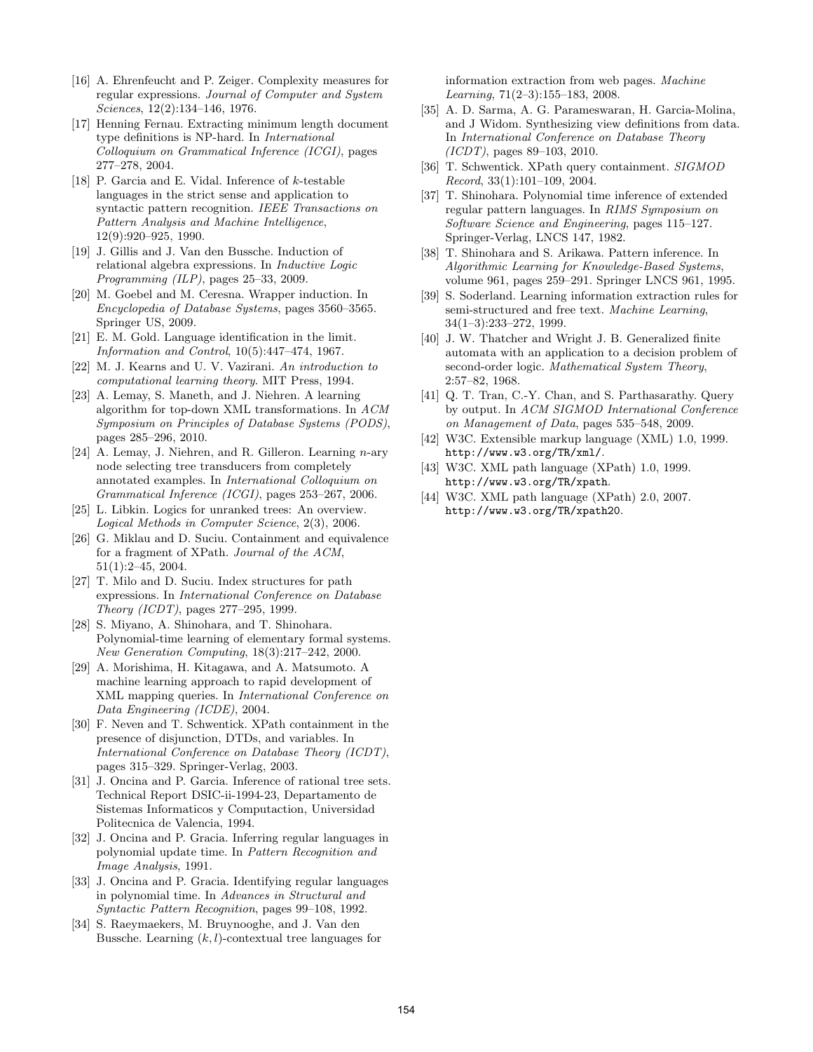[16] A. Ehrenfeucht and P. Zeiger. Complexity measures for regular expressions. *Journal of Computer and System Sciences*, 12(2):134–146, 1976.

[17] Henning Fernau. Extracting minimum length document type definitions is NP-hard. In *International Colloquium on Grammatical Inference (ICGI)*, pages 277–278, 2004.

[18] P. Garcia and E. Vidal. Inference of $k$-testable languages in the strict sense and application to syntactic pattern recognition. *IEEE Transactions on Pattern Analysis and Machine Intelligence*, 12(9):920–925, 1990.

[19] J. Gillis and J. Van den Bussche. Induction of relational algebra expressions. In *Inductive Logic Programming (ILP)*, pages 25–33, 2009.

[20] M. Goebel and M. Ceresna. Wrapper induction. In *Encyclopedia of Database Systems*, pages 3560–3565. Springer US, 2009.

[21] E. M. Gold. Language identification in the limit. *Information and Control*, 10(5):447–474, 1967.

[22] M. J. Kearns and U. V. Vazirani. *An introduction to computational learning theory*. MIT Press, 1994.

[23] A. Lemay, S. Maneth, and J. Niehren. A learning algorithm for top-down XML transformations. In *ACM Symposium on Principles of Database Systems (PODS)*, pages 285–296, 2010.

[24] A. Lemay, J. Niehren, and R. Gilleron. Learning $n$-ary node selecting tree transducers from completely annotated examples. In *International Colloquium on Grammatical Inference (ICGI)*, pages 253–267, 2006.

[25] L. Libkin. Logics for unranked trees: An overview. *Logical Methods in Computer Science*, 2(3), 2006.

[26] G. Miklau and D. Suciu. Containment and equivalence for a fragment of XPath. *Journal of the ACM*, 51(1):2–45, 2004.

[27] T. Milo and D. Suciu. Index structures for path expressions. In *International Conference on Database Theory (ICDT)*, pages 277–295, 1999.

[28] S. Miyano, A. Shinohara, and T. Shinohara. Polynomial-time learning of elementary formal systems. *New Generation Computing*, 18(3):217–242, 2000.

[29] A. Morishima, H. Kitagawa, and A. Matsumoto. A machine learning approach to rapid development of XML mapping queries. In *International Conference on Data Engineering (ICDE)*, 2004.

[30] F. Neven and T. Schwentick. XPath containment in the presence of disjunction, DTDs, and variables. In *International Conference on Database Theory (ICDT)*, pages 315–329. Springer-Verlag, 2003.

[31] J. Oncina and P. Garcia. Inference of rational tree sets. Technical Report DSIC-ii-1994-23, Departamento de Sistemas Informaticos y Computaction, Universidad Politecnica de Valencia, 1994.

[32] J. Oncina and P. Gracia. Inferring regular languages in polynomial update time. In *Pattern Recognition and Image Analysis*, 1991.

[33] J. Oncina and P. Gracia. Identifying regular languages in polynomial time. In *Advances in Structural and Syntactic Pattern Recognition*, pages 99–108, 1992.

[34] S. Raeymaekers, M. Bruynooghe, and J. Van den Bussche. Learning $(k, l)$-contextual tree languages for information extraction from web pages. *Machine Learning*, 71(2–3):155–183, 2008.

[35] A. D. Sarma, A. G. Parameswaran, H. Garcia-Molina, and J Widom. Synthesizing view definitions from data. In *International Conference on Database Theory (ICDT)*, pages 89–103, 2010.

[36] T. Schwentick. XPath query containment. *SIGMOD Record*, 33(1):101–109, 2004.

[37] T. Shinohara. Polynomial time inference of extended regular pattern languages. In *RIMS Symposium on Software Science and Engineering*, pages 115–127. Springer-Verlag, LNCS 147, 1982.

[38] T. Shinohara and S. Arikawa. Pattern inference. In *Algorithmic Learning for Knowledge-Based Systems*, volume 961, pages 259–291. Springer LNCS 961, 1995.

[39] S. Soderland. Learning information extraction rules for semi-structured and free text. *Machine Learning*, 34(1–3):233–272, 1999.

[40] J. W. Thatcher and Wright J. B. Generalized finite automata with an application to a decision problem of second-order logic. *Mathematical System Theory*, 2:57–82, 1968.

[41] Q. T. Tran, C.-Y. Chan, and S. Parthasarathy. Query by output. In *ACM SIGMOD International Conference on Management of Data*, pages 535–548, 2009.

[42] W3C. Extensible markup language (XML) 1.0, 1999. `http://www.w3.org/TR/xml/`.

[43] W3C. XML path language (XPath) 1.0, 1999. `http://www.w3.org/TR/xpath`.

[44] W3C. XML path language (XPath) 2.0, 2007. `http://www.w3.org/TR/xpath20`.